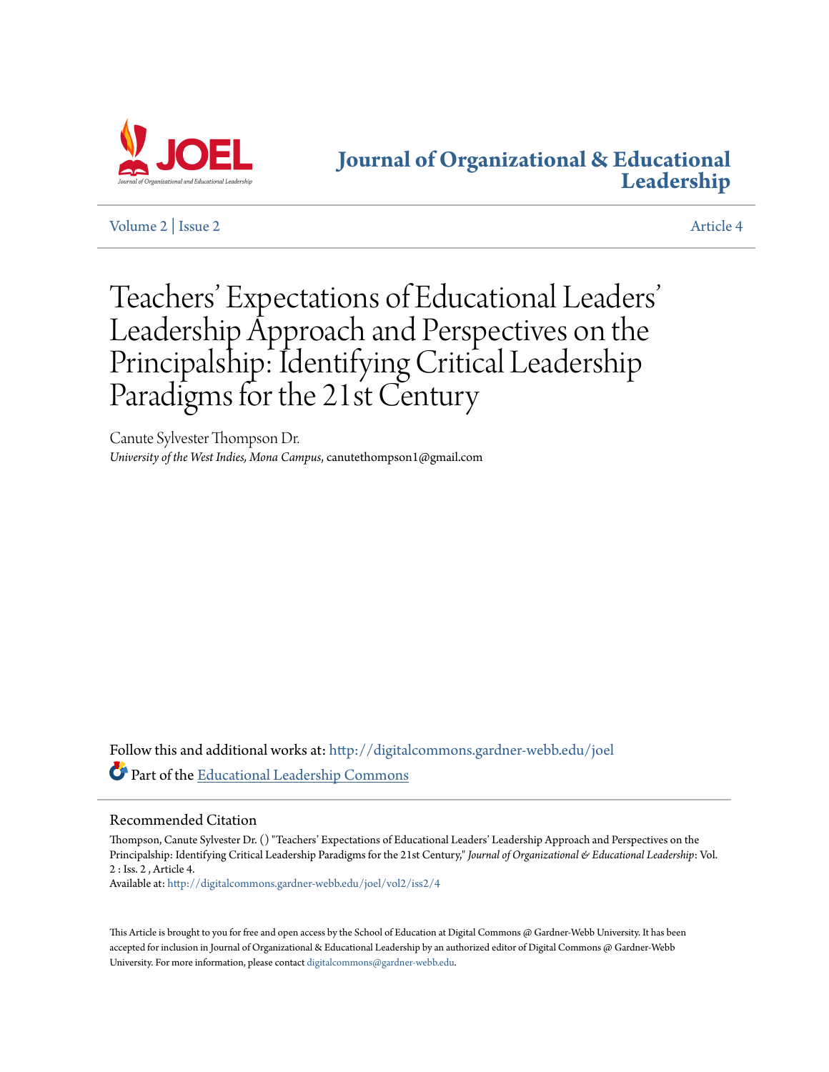# Journal of Organizational & Educational Leadership

Volume 2 | Issue 2 Article 4

# Teachers' Expectations of Educational Leaders' Leadership Approach and Perspectives on the Principalship: Identifying Critical Leadership Paradigms for the 21st Century

Canute Sylvester Thompson Dr.
*University of the West Indies, Mona Campus*, canutethompson1@gmail.com

Follow this and additional works at: http://digitalcommons.gardner-webb.edu/joel

Part of the Educational Leadership Commons

## Recommended Citation

Thompson, Canute Sylvester Dr. () "Teachers' Expectations of Educational Leaders' Leadership Approach and Perspectives on the Principalship: Identifying Critical Leadership Paradigms for the 21st Century," *Journal of Organizational & Educational Leadership*: Vol. 2 : Iss. 2 , Article 4.
Available at: http://digitalcommons.gardner-webb.edu/joel/vol2/iss2/4

This Article is brought to you for free and open access by the School of Education at Digital Commons @ Gardner-Webb University. It has been accepted for inclusion in Journal of Organizational & Educational Leadership by an authorized editor of Digital Commons @ Gardner-Webb University. For more information, please contact digitalcommons@gardner-webb.edu.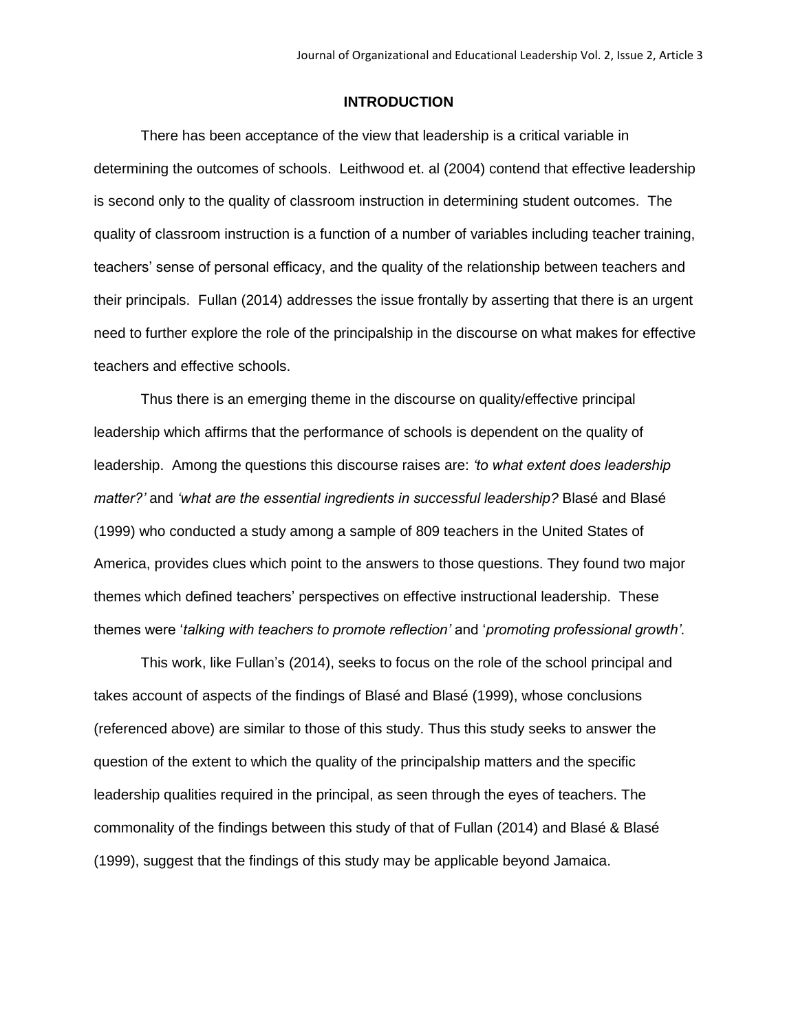## INTRODUCTION

There has been acceptance of the view that leadership is a critical variable in determining the outcomes of schools. Leithwood et. al (2004) contend that effective leadership is second only to the quality of classroom instruction in determining student outcomes. The quality of classroom instruction is a function of a number of variables including teacher training, teachers' sense of personal efficacy, and the quality of the relationship between teachers and their principals. Fullan (2014) addresses the issue frontally by asserting that there is an urgent need to further explore the role of the principalship in the discourse on what makes for effective teachers and effective schools.

Thus there is an emerging theme in the discourse on quality/effective principal leadership which affirms that the performance of schools is dependent on the quality of leadership. Among the questions this discourse raises are: *'to what extent does leadership matter?'* and *'what are the essential ingredients in successful leadership?* Blasé and Blasé (1999) who conducted a study among a sample of 809 teachers in the United States of America, provides clues which point to the answers to those questions. They found two major themes which defined teachers' perspectives on effective instructional leadership. These themes were '*talking with teachers to promote reflection'* and '*promoting professional growth'*.

This work, like Fullan's (2014), seeks to focus on the role of the school principal and takes account of aspects of the findings of Blasé and Blasé (1999), whose conclusions (referenced above) are similar to those of this study. Thus this study seeks to answer the question of the extent to which the quality of the principalship matters and the specific leadership qualities required in the principal, as seen through the eyes of teachers. The commonality of the findings between this study of that of Fullan (2014) and Blasé & Blasé (1999), suggest that the findings of this study may be applicable beyond Jamaica.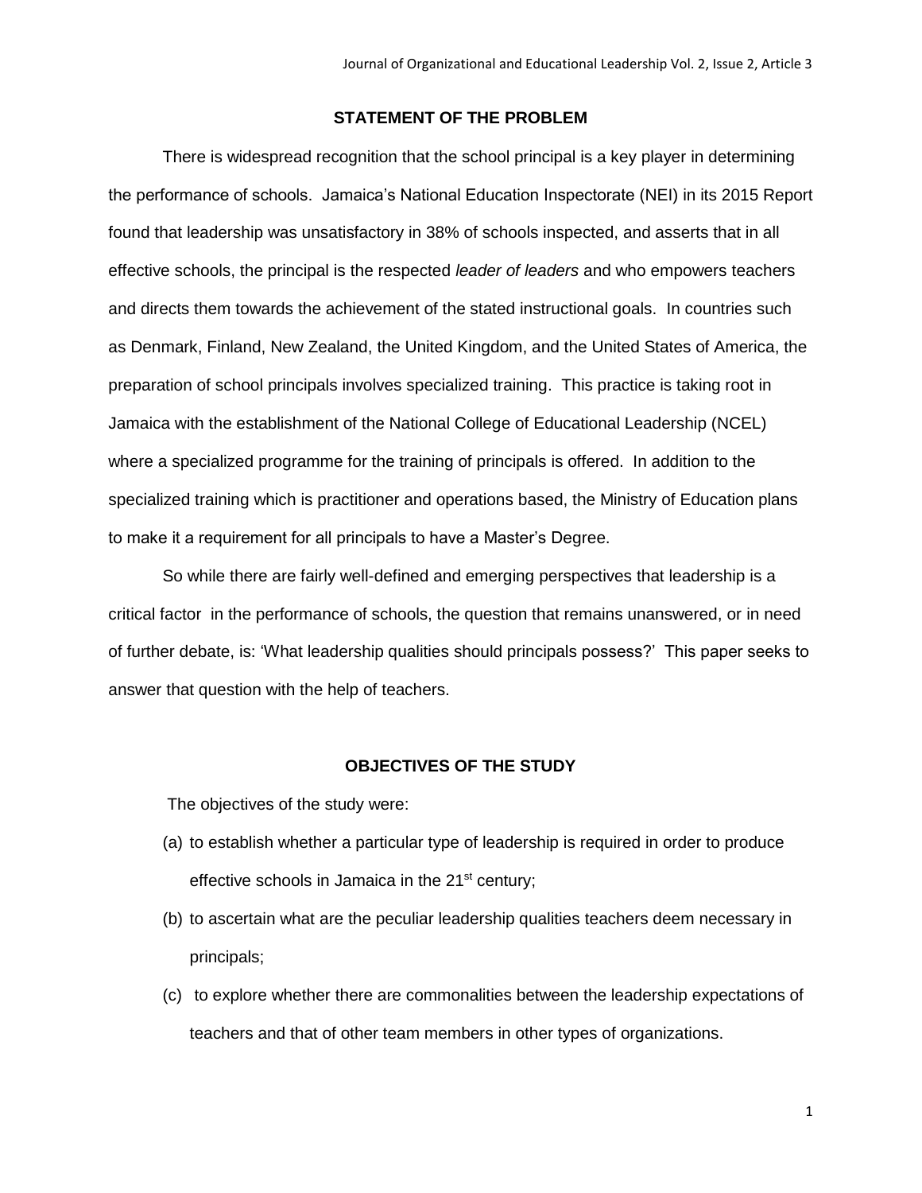## STATEMENT OF THE PROBLEM

There is widespread recognition that the school principal is a key player in determining the performance of schools. Jamaica's National Education Inspectorate (NEI) in its 2015 Report found that leadership was unsatisfactory in 38% of schools inspected, and asserts that in all effective schools, the principal is the respected *leader of leaders* and who empowers teachers and directs them towards the achievement of the stated instructional goals. In countries such as Denmark, Finland, New Zealand, the United Kingdom, and the United States of America, the preparation of school principals involves specialized training. This practice is taking root in Jamaica with the establishment of the National College of Educational Leadership (NCEL) where a specialized programme for the training of principals is offered. In addition to the specialized training which is practitioner and operations based, the Ministry of Education plans to make it a requirement for all principals to have a Master's Degree.

So while there are fairly well-defined and emerging perspectives that leadership is a critical factor in the performance of schools, the question that remains unanswered, or in need of further debate, is: 'What leadership qualities should principals possess?' This paper seeks to answer that question with the help of teachers.

## OBJECTIVES OF THE STUDY

The objectives of the study were:

(a) to establish whether a particular type of leadership is required in order to produce effective schools in Jamaica in the 21st century;

(b) to ascertain what are the peculiar leadership qualities teachers deem necessary in principals;

(c) to explore whether there are commonalities between the leadership expectations of teachers and that of other team members in other types of organizations.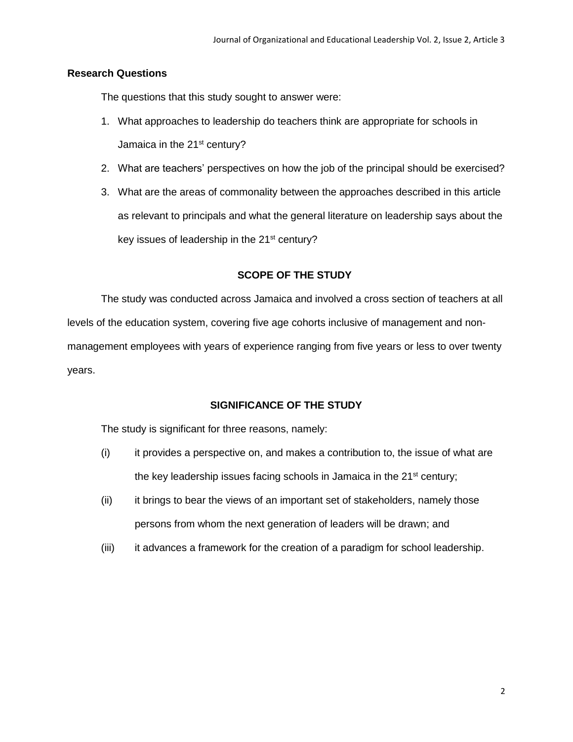### Research Questions

The questions that this study sought to answer were:

1. What approaches to leadership do teachers think are appropriate for schools in Jamaica in the 21st century?
2. What are teachers' perspectives on how the job of the principal should be exercised?
3. What are the areas of commonality between the approaches described in this article as relevant to principals and what the general literature on leadership says about the key issues of leadership in the 21st century?

## SCOPE OF THE STUDY

The study was conducted across Jamaica and involved a cross section of teachers at all levels of the education system, covering five age cohorts inclusive of management and non-management employees with years of experience ranging from five years or less to over twenty years.

## SIGNIFICANCE OF THE STUDY

The study is significant for three reasons, namely:

(i) it provides a perspective on, and makes a contribution to, the issue of what are the key leadership issues facing schools in Jamaica in the 21st century;

(ii) it brings to bear the views of an important set of stakeholders, namely those persons from whom the next generation of leaders will be drawn; and

(iii) it advances a framework for the creation of a paradigm for school leadership.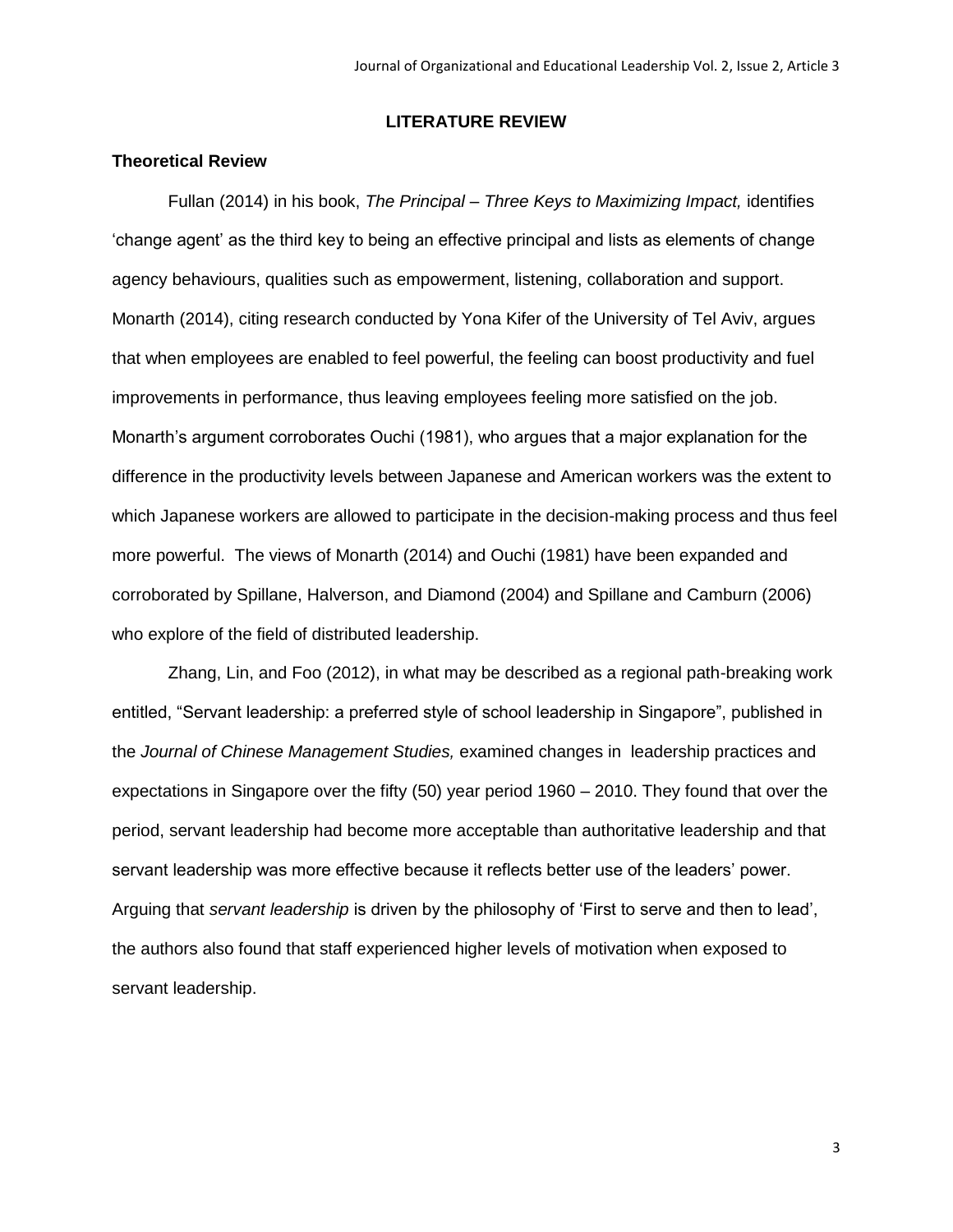## LITERATURE REVIEW

### Theoretical Review

Fullan (2014) in his book, *The Principal – Three Keys to Maximizing Impact,* identifies 'change agent' as the third key to being an effective principal and lists as elements of change agency behaviours, qualities such as empowerment, listening, collaboration and support. Monarth (2014), citing research conducted by Yona Kifer of the University of Tel Aviv, argues that when employees are enabled to feel powerful, the feeling can boost productivity and fuel improvements in performance, thus leaving employees feeling more satisfied on the job. Monarth's argument corroborates Ouchi (1981), who argues that a major explanation for the difference in the productivity levels between Japanese and American workers was the extent to which Japanese workers are allowed to participate in the decision-making process and thus feel more powerful. The views of Monarth (2014) and Ouchi (1981) have been expanded and corroborated by Spillane, Halverson, and Diamond (2004) and Spillane and Camburn (2006) who explore of the field of distributed leadership.

Zhang, Lin, and Foo (2012), in what may be described as a regional path-breaking work entitled, "Servant leadership: a preferred style of school leadership in Singapore", published in the *Journal of Chinese Management Studies,* examined changes in leadership practices and expectations in Singapore over the fifty (50) year period 1960 – 2010. They found that over the period, servant leadership had become more acceptable than authoritative leadership and that servant leadership was more effective because it reflects better use of the leaders' power. Arguing that *servant leadership* is driven by the philosophy of 'First to serve and then to lead', the authors also found that staff experienced higher levels of motivation when exposed to servant leadership.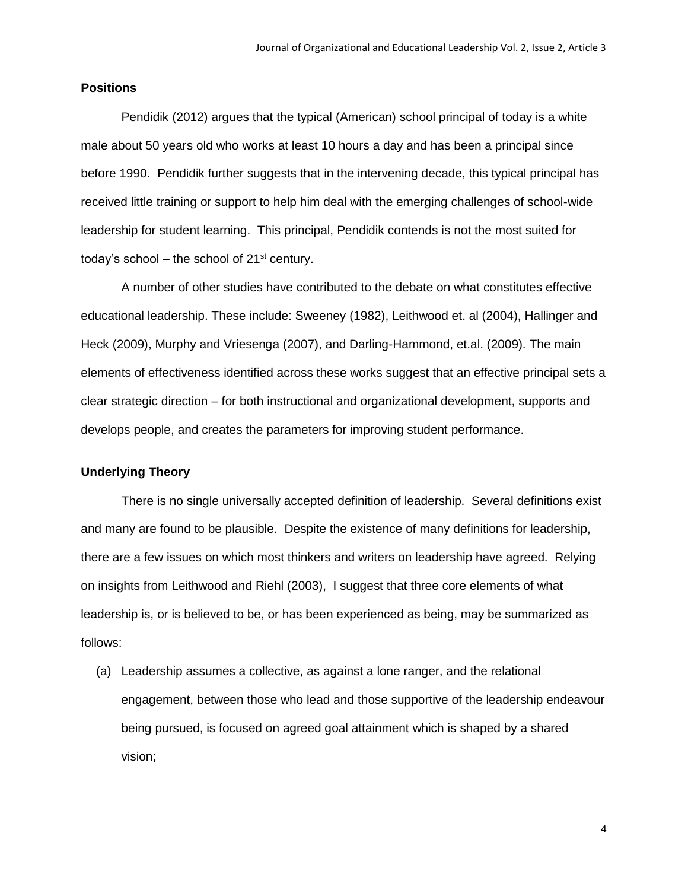### Positions

Pendidik (2012) argues that the typical (American) school principal of today is a white male about 50 years old who works at least 10 hours a day and has been a principal since before 1990. Pendidik further suggests that in the intervening decade, this typical principal has received little training or support to help him deal with the emerging challenges of school-wide leadership for student learning. This principal, Pendidik contends is not the most suited for today's school – the school of 21st century.

A number of other studies have contributed to the debate on what constitutes effective educational leadership. These include: Sweeney (1982), Leithwood et. al (2004), Hallinger and Heck (2009), Murphy and Vriesenga (2007), and Darling-Hammond, et.al. (2009). The main elements of effectiveness identified across these works suggest that an effective principal sets a clear strategic direction – for both instructional and organizational development, supports and develops people, and creates the parameters for improving student performance.

### Underlying Theory

There is no single universally accepted definition of leadership. Several definitions exist and many are found to be plausible. Despite the existence of many definitions for leadership, there are a few issues on which most thinkers and writers on leadership have agreed. Relying on insights from Leithwood and Riehl (2003), I suggest that three core elements of what leadership is, or is believed to be, or has been experienced as being, may be summarized as follows:

(a) Leadership assumes a collective, as against a lone ranger, and the relational engagement, between those who lead and those supportive of the leadership endeavour being pursued, is focused on agreed goal attainment which is shaped by a shared vision;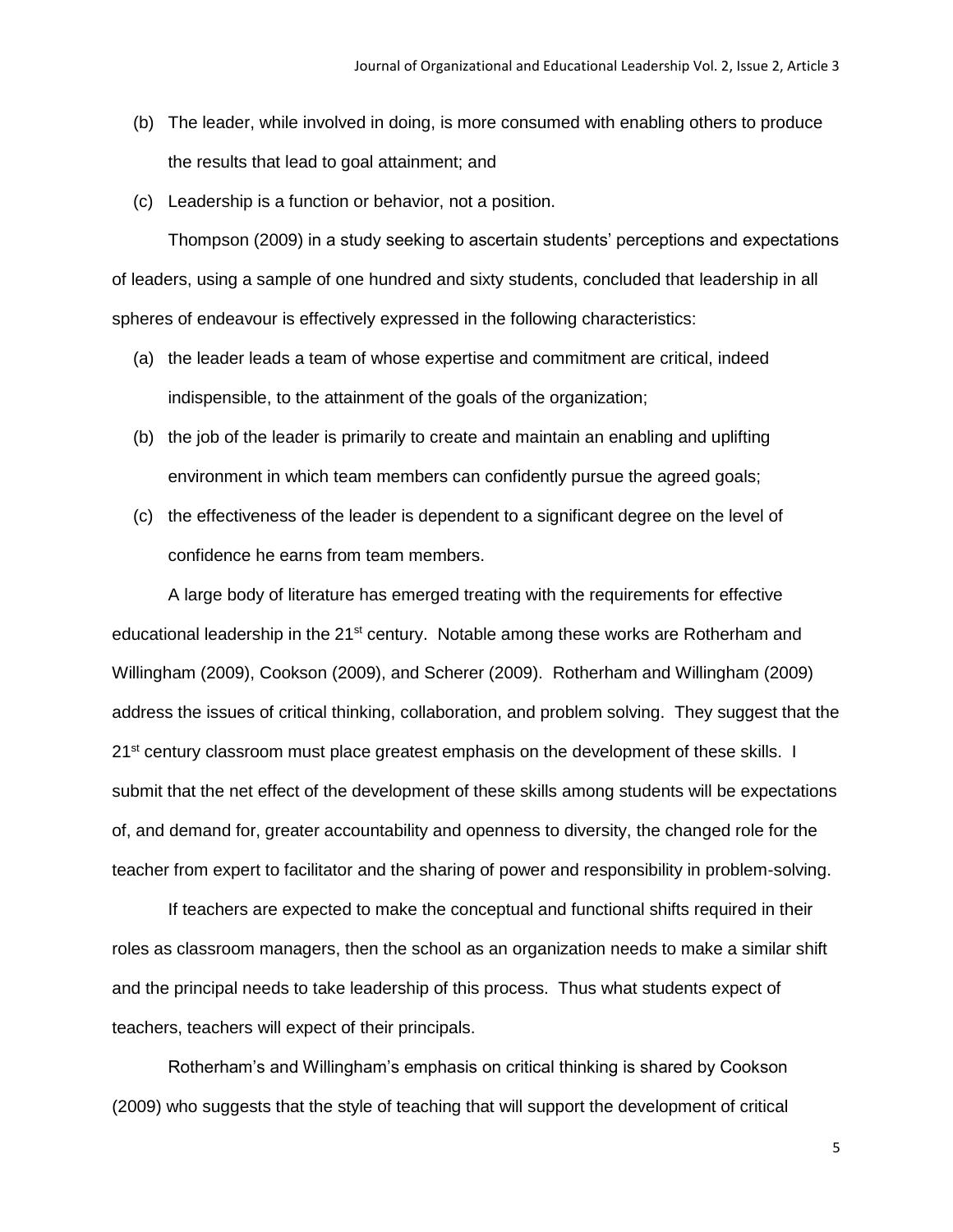(b) The leader, while involved in doing, is more consumed with enabling others to produce the results that lead to goal attainment; and

(c) Leadership is a function or behavior, not a position.

Thompson (2009) in a study seeking to ascertain students' perceptions and expectations of leaders, using a sample of one hundred and sixty students, concluded that leadership in all spheres of endeavour is effectively expressed in the following characteristics:

(a) the leader leads a team of whose expertise and commitment are critical, indeed indispensible, to the attainment of the goals of the organization;

(b) the job of the leader is primarily to create and maintain an enabling and uplifting environment in which team members can confidently pursue the agreed goals;

(c) the effectiveness of the leader is dependent to a significant degree on the level of confidence he earns from team members.

A large body of literature has emerged treating with the requirements for effective educational leadership in the 21st century. Notable among these works are Rotherham and Willingham (2009), Cookson (2009), and Scherer (2009). Rotherham and Willingham (2009) address the issues of critical thinking, collaboration, and problem solving. They suggest that the 21st century classroom must place greatest emphasis on the development of these skills. I submit that the net effect of the development of these skills among students will be expectations of, and demand for, greater accountability and openness to diversity, the changed role for the teacher from expert to facilitator and the sharing of power and responsibility in problem-solving.

If teachers are expected to make the conceptual and functional shifts required in their roles as classroom managers, then the school as an organization needs to make a similar shift and the principal needs to take leadership of this process. Thus what students expect of teachers, teachers will expect of their principals.

Rotherham's and Willingham's emphasis on critical thinking is shared by Cookson (2009) who suggests that the style of teaching that will support the development of critical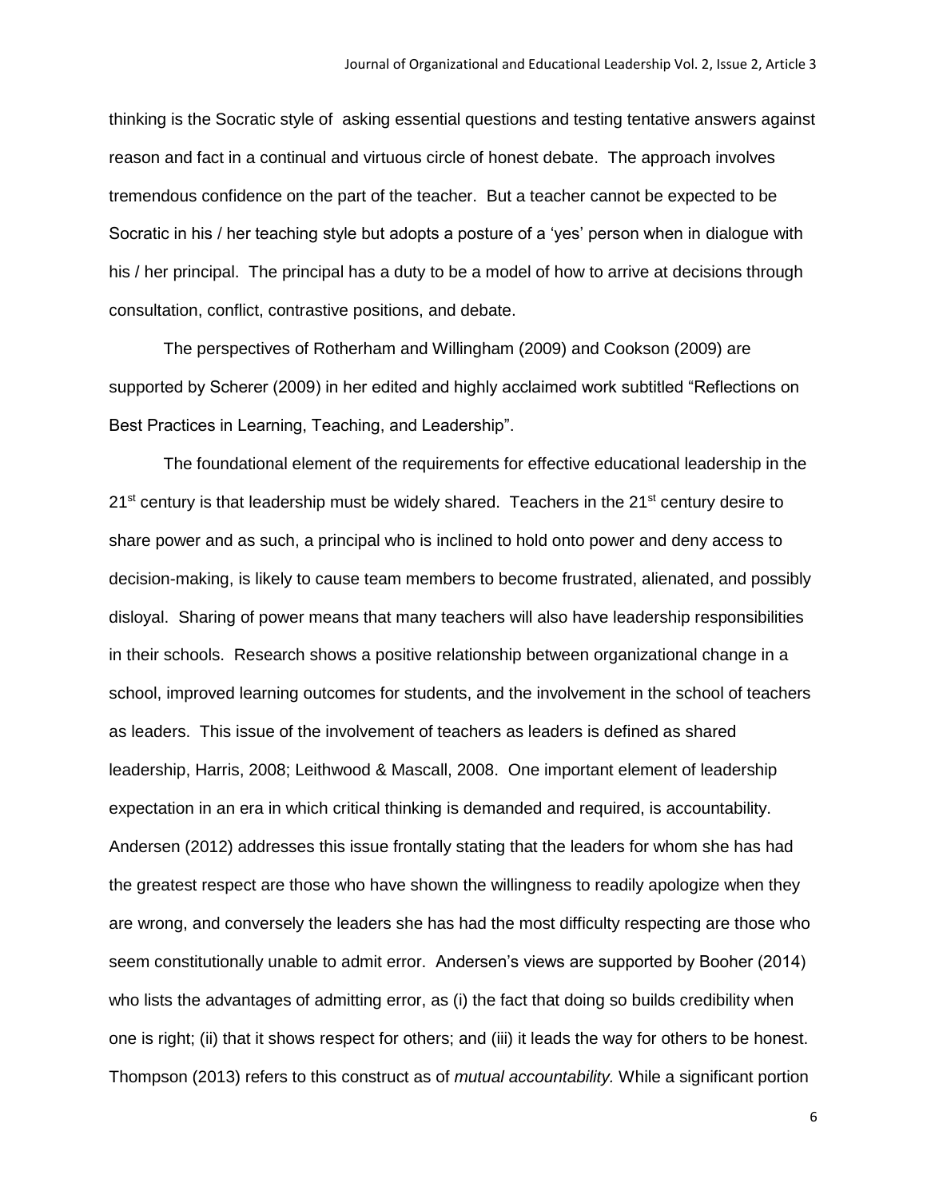thinking is the Socratic style of asking essential questions and testing tentative answers against reason and fact in a continual and virtuous circle of honest debate. The approach involves tremendous confidence on the part of the teacher. But a teacher cannot be expected to be Socratic in his / her teaching style but adopts a posture of a 'yes' person when in dialogue with his / her principal. The principal has a duty to be a model of how to arrive at decisions through consultation, conflict, contrastive positions, and debate.

The perspectives of Rotherham and Willingham (2009) and Cookson (2009) are supported by Scherer (2009) in her edited and highly acclaimed work subtitled "Reflections on Best Practices in Learning, Teaching, and Leadership".

The foundational element of the requirements for effective educational leadership in the 21st century is that leadership must be widely shared. Teachers in the 21st century desire to share power and as such, a principal who is inclined to hold onto power and deny access to decision-making, is likely to cause team members to become frustrated, alienated, and possibly disloyal. Sharing of power means that many teachers will also have leadership responsibilities in their schools. Research shows a positive relationship between organizational change in a school, improved learning outcomes for students, and the involvement in the school of teachers as leaders. This issue of the involvement of teachers as leaders is defined as shared leadership, Harris, 2008; Leithwood & Mascall, 2008. One important element of leadership expectation in an era in which critical thinking is demanded and required, is accountability. Andersen (2012) addresses this issue frontally stating that the leaders for whom she has had the greatest respect are those who have shown the willingness to readily apologize when they are wrong, and conversely the leaders she has had the most difficulty respecting are those who seem constitutionally unable to admit error. Andersen's views are supported by Booher (2014) who lists the advantages of admitting error, as (i) the fact that doing so builds credibility when one is right; (ii) that it shows respect for others; and (iii) it leads the way for others to be honest. Thompson (2013) refers to this construct as of *mutual accountability.* While a significant portion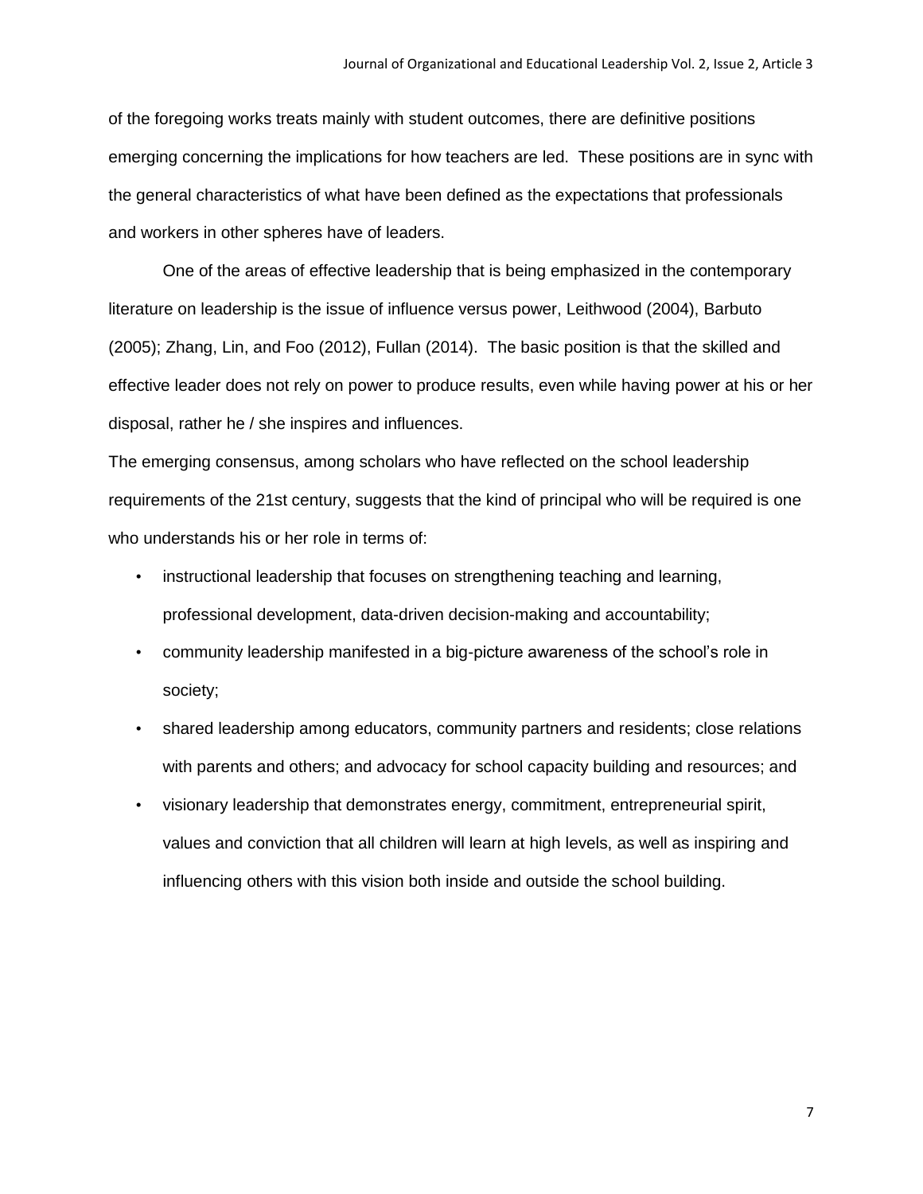of the foregoing works treats mainly with student outcomes, there are definitive positions emerging concerning the implications for how teachers are led. These positions are in sync with the general characteristics of what have been defined as the expectations that professionals and workers in other spheres have of leaders.

One of the areas of effective leadership that is being emphasized in the contemporary literature on leadership is the issue of influence versus power, Leithwood (2004), Barbuto (2005); Zhang, Lin, and Foo (2012), Fullan (2014). The basic position is that the skilled and effective leader does not rely on power to produce results, even while having power at his or her disposal, rather he / she inspires and influences.

The emerging consensus, among scholars who have reflected on the school leadership requirements of the 21st century, suggests that the kind of principal who will be required is one who understands his or her role in terms of:

- instructional leadership that focuses on strengthening teaching and learning, professional development, data-driven decision-making and accountability;
- community leadership manifested in a big-picture awareness of the school's role in society;
- shared leadership among educators, community partners and residents; close relations with parents and others; and advocacy for school capacity building and resources; and
- visionary leadership that demonstrates energy, commitment, entrepreneurial spirit, values and conviction that all children will learn at high levels, as well as inspiring and influencing others with this vision both inside and outside the school building.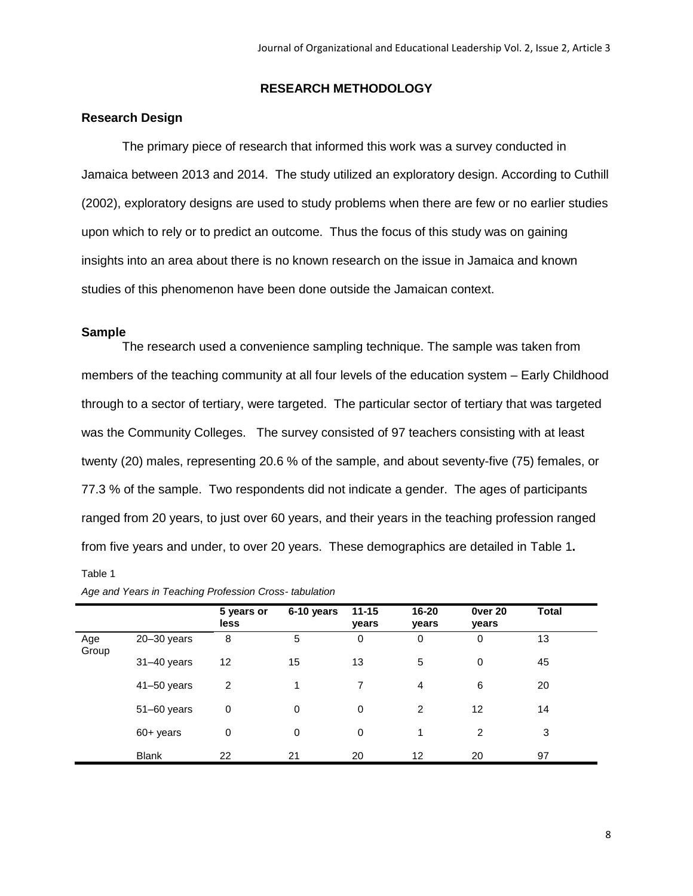## RESEARCH METHODOLOGY

### Research Design

The primary piece of research that informed this work was a survey conducted in Jamaica between 2013 and 2014. The study utilized an exploratory design. According to Cuthill (2002), exploratory designs are used to study problems when there are few or no earlier studies upon which to rely or to predict an outcome. Thus the focus of this study was on gaining insights into an area about there is no known research on the issue in Jamaica and known studies of this phenomenon have been done outside the Jamaican context.

### Sample

The research used a convenience sampling technique. The sample was taken from members of the teaching community at all four levels of the education system – Early Childhood through to a sector of tertiary, were targeted. The particular sector of tertiary that was targeted was the Community Colleges. The survey consisted of 97 teachers consisting with at least twenty (20) males, representing 20.6 % of the sample, and about seventy-five (75) females, or 77.3 % of the sample. Two respondents did not indicate a gender. The ages of participants ranged from 20 years, to just over 60 years, and their years in the teaching profession ranged from five years and under, to over 20 years. These demographics are detailed in Table 1**.**

Table 1

*Age and Years in Teaching Profession Cross- tabulation*

| | | 5 years or less | 6-10 years | 11-15 years | 16-20 years | 0ver 20 years | Total |
|---|---|---|---|---|---|---|---|
| Age Group | 20–30 years | 8 | 5 | 0 | 0 | 0 | 13 |
| | 31–40 years | 12 | 15 | 13 | 5 | 0 | 45 |
| | 41–50 years | 2 | 1 | 7 | 4 | 6 | 20 |
| | 51–60 years | 0 | 0 | 0 | 2 | 12 | 14 |
| | 60+ years | 0 | 0 | 0 | 1 | 2 | 3 |
| | Blank | 22 | 21 | 20 | 12 | 20 | 97 |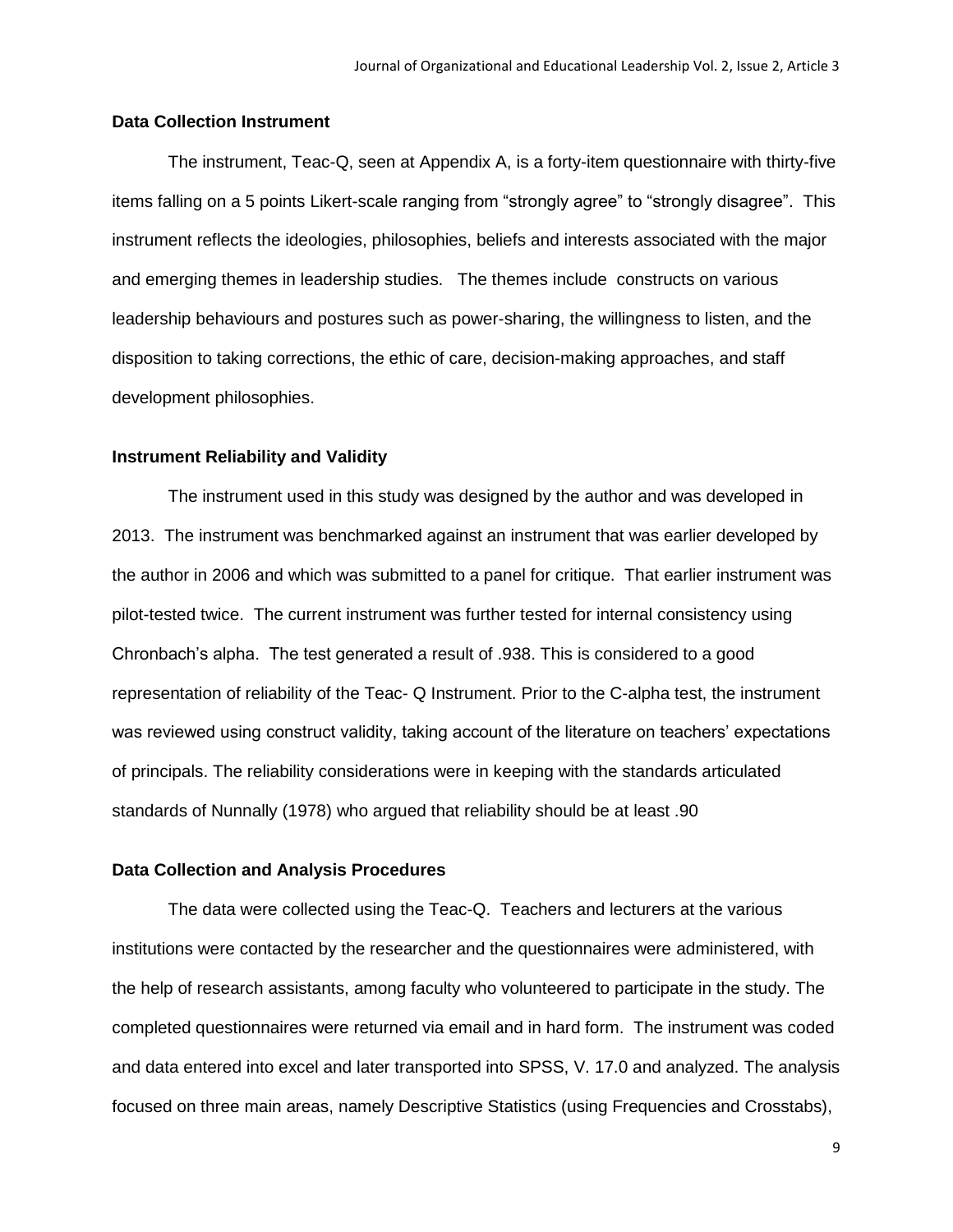### Data Collection Instrument

The instrument, Teac-Q, seen at Appendix A, is a forty-item questionnaire with thirty-five items falling on a 5 points Likert-scale ranging from "strongly agree" to "strongly disagree". This instrument reflects the ideologies, philosophies, beliefs and interests associated with the major and emerging themes in leadership studies. The themes include constructs on various leadership behaviours and postures such as power-sharing, the willingness to listen, and the disposition to taking corrections, the ethic of care, decision-making approaches, and staff development philosophies.

### Instrument Reliability and Validity

The instrument used in this study was designed by the author and was developed in 2013. The instrument was benchmarked against an instrument that was earlier developed by the author in 2006 and which was submitted to a panel for critique. That earlier instrument was pilot-tested twice. The current instrument was further tested for internal consistency using Chronbach's alpha. The test generated a result of .938. This is considered to a good representation of reliability of the Teac- Q Instrument. Prior to the C-alpha test, the instrument was reviewed using construct validity, taking account of the literature on teachers' expectations of principals. The reliability considerations were in keeping with the standards articulated standards of Nunnally (1978) who argued that reliability should be at least .90

### Data Collection and Analysis Procedures

The data were collected using the Teac-Q. Teachers and lecturers at the various institutions were contacted by the researcher and the questionnaires were administered, with the help of research assistants, among faculty who volunteered to participate in the study. The completed questionnaires were returned via email and in hard form. The instrument was coded and data entered into excel and later transported into SPSS, V. 17.0 and analyzed. The analysis focused on three main areas, namely Descriptive Statistics (using Frequencies and Crosstabs),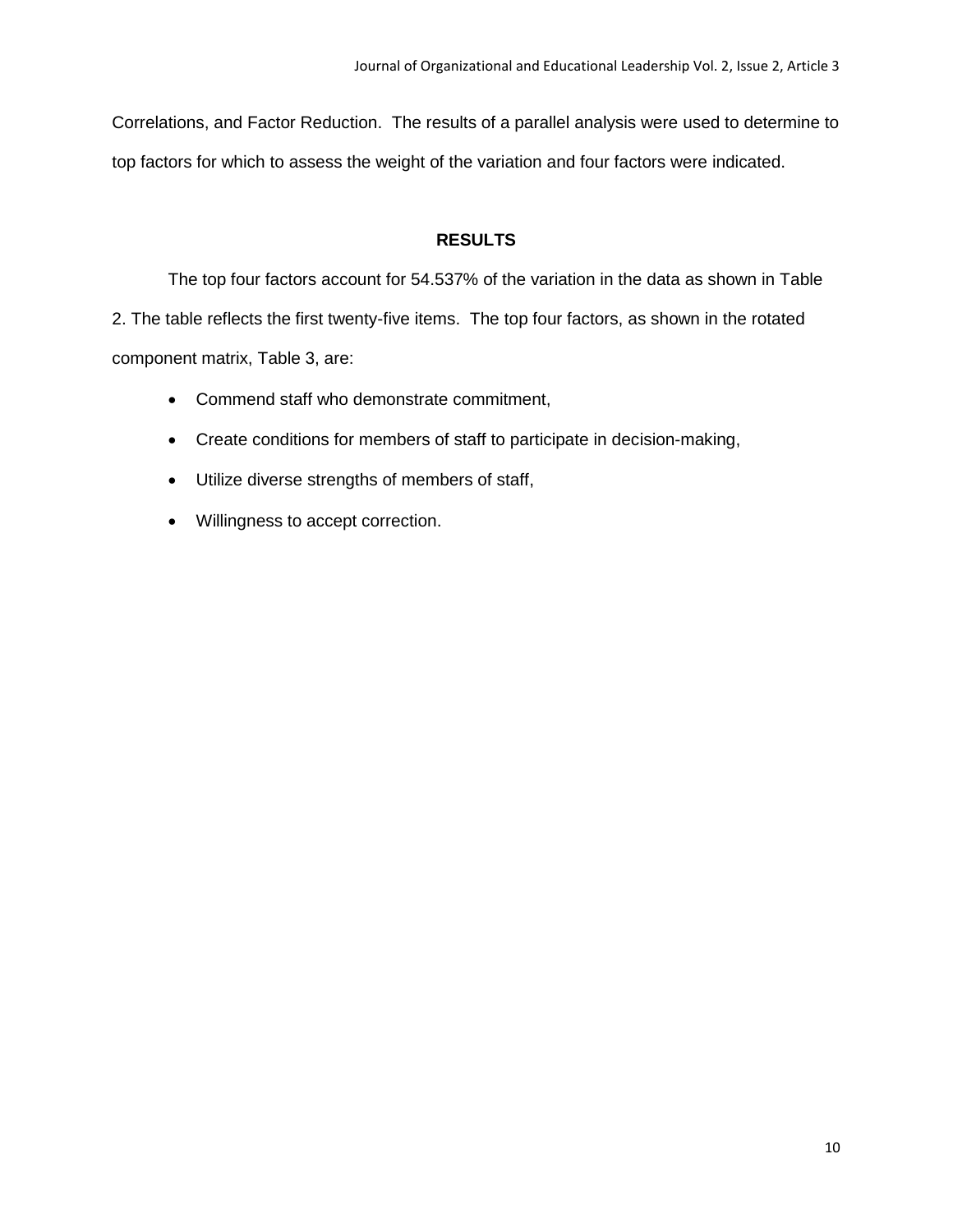Correlations, and Factor Reduction. The results of a parallel analysis were used to determine to top factors for which to assess the weight of the variation and four factors were indicated.

## RESULTS

The top four factors account for 54.537% of the variation in the data as shown in Table 2. The table reflects the first twenty-five items. The top four factors, as shown in the rotated component matrix, Table 3, are:

- Commend staff who demonstrate commitment,
- Create conditions for members of staff to participate in decision-making,
- Utilize diverse strengths of members of staff,
- Willingness to accept correction.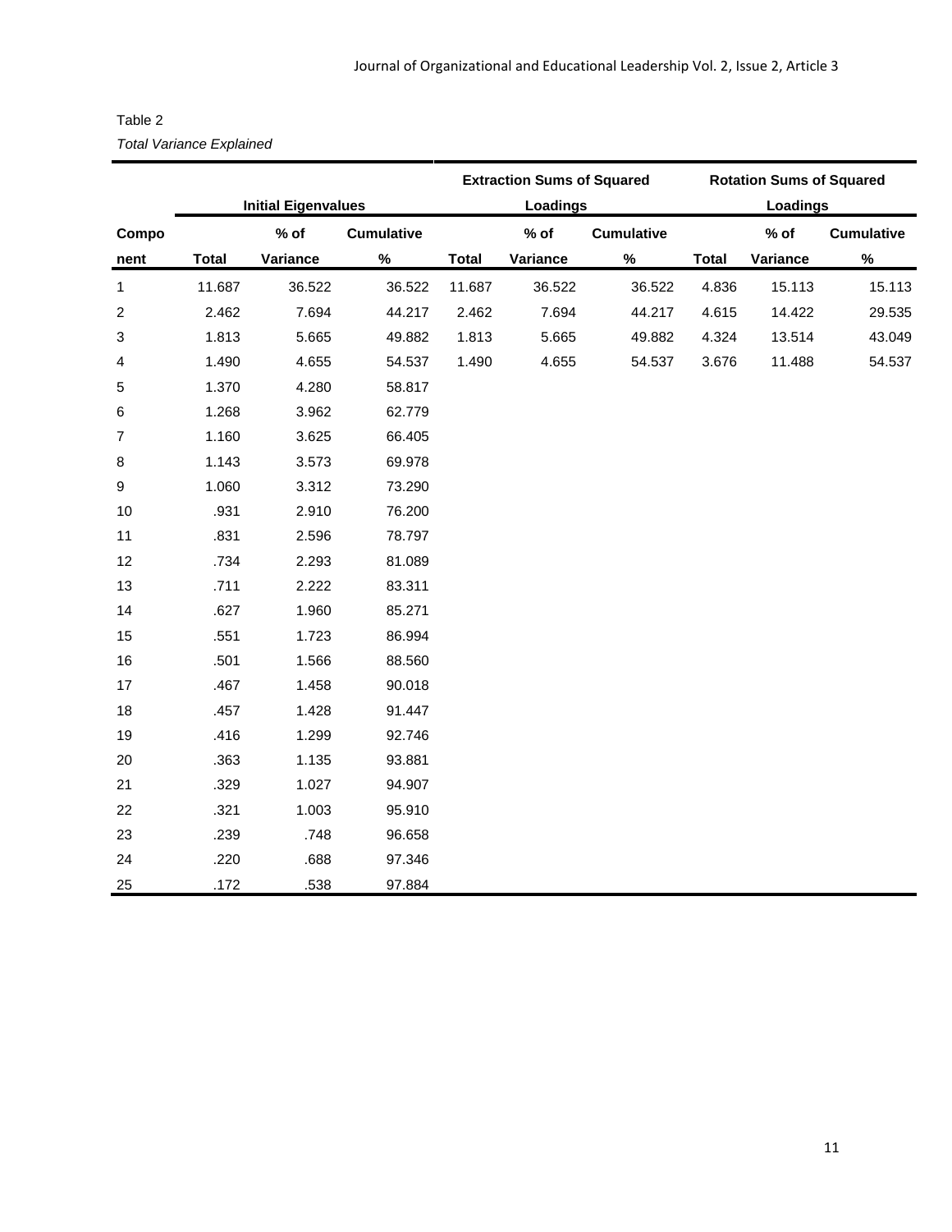Table 2

*Total Variance Explained*

| Component | Initial Eigenvalues | | | Extraction Sums of Squared Loadings | | | Rotation Sums of Squared Loadings | | |
|---|---|---|---|---|---|---|---|---|---|
| | Total | % of Variance | Cumulative % | Total | % of Variance | Cumulative % | Total | % of Variance | Cumulative % |
| 1 | 11.687 | 36.522 | 36.522 | 11.687 | 36.522 | 36.522 | 4.836 | 15.113 | 15.113 |
| 2 | 2.462 | 7.694 | 44.217 | 2.462 | 7.694 | 44.217 | 4.615 | 14.422 | 29.535 |
| 3 | 1.813 | 5.665 | 49.882 | 1.813 | 5.665 | 49.882 | 4.324 | 13.514 | 43.049 |
| 4 | 1.490 | 4.655 | 54.537 | 1.490 | 4.655 | 54.537 | 3.676 | 11.488 | 54.537 |
| 5 | 1.370 | 4.280 | 58.817 | | | | | | |
| 6 | 1.268 | 3.962 | 62.779 | | | | | | |
| 7 | 1.160 | 3.625 | 66.405 | | | | | | |
| 8 | 1.143 | 3.573 | 69.978 | | | | | | |
| 9 | 1.060 | 3.312 | 73.290 | | | | | | |
| 10 | .931 | 2.910 | 76.200 | | | | | | |
| 11 | .831 | 2.596 | 78.797 | | | | | | |
| 12 | .734 | 2.293 | 81.089 | | | | | | |
| 13 | .711 | 2.222 | 83.311 | | | | | | |
| 14 | .627 | 1.960 | 85.271 | | | | | | |
| 15 | .551 | 1.723 | 86.994 | | | | | | |
| 16 | .501 | 1.566 | 88.560 | | | | | | |
| 17 | .467 | 1.458 | 90.018 | | | | | | |
| 18 | .457 | 1.428 | 91.447 | | | | | | |
| 19 | .416 | 1.299 | 92.746 | | | | | | |
| 20 | .363 | 1.135 | 93.881 | | | | | | |
| 21 | .329 | 1.027 | 94.907 | | | | | | |
| 22 | .321 | 1.003 | 95.910 | | | | | | |
| 23 | .239 | .748 | 96.658 | | | | | | |
| 24 | .220 | .688 | 97.346 | | | | | | |
| 25 | .172 | .538 | 97.884 | | | | | | |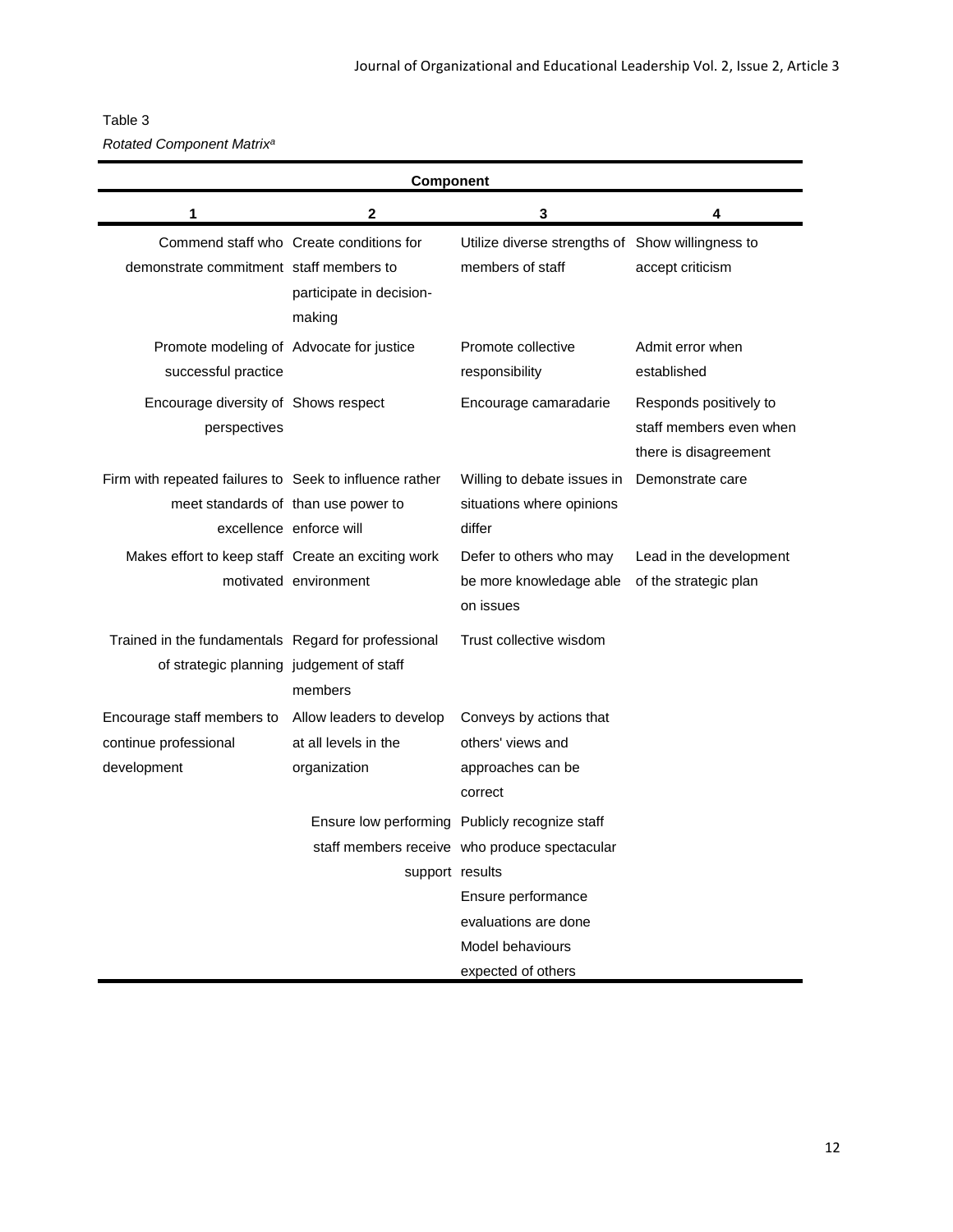Table 3

*Rotated Component Matrix*[a]

| Component | | | |
|---|---|---|---|
| 1 | 2 | 3 | 4 |
| Commend staff who demonstrate commitment | Create conditions for staff members to participate in decision-making | Utilize diverse strengths of members of staff | Show willingness to accept criticism |
| Promote modeling of successful practice | Advocate for justice | Promote collective responsibility | Admit error when established |
| Encourage diversity of perspectives | Shows respect | Encourage camaradarie | Responds positively to staff members even when there is disagreement |
| Firm with repeated failures to meet standards of excellence | Seek to influence rather than use power to enforce will | Willing to debate issues in situations where opinions differ | Demonstrate care |
| Makes effort to keep staff motivated | Create an exciting work environment | Defer to others who may be more knowledge able on issues | Lead in the development of the strategic plan |
| Trained in the fundamentals of strategic planning | Regard for professional judgement of staff members | Trust collective wisdom | |
| Encourage staff members to continue professional development | Allow leaders to develop at all levels in the organization | Conveys by actions that others' views and approaches can be correct | |
| | Ensure low performing staff members receive support | Publicly recognize staff who produce spectacular results | |
| | | Ensure performance evaluations are done | |
| | | Model behaviours expected of others | |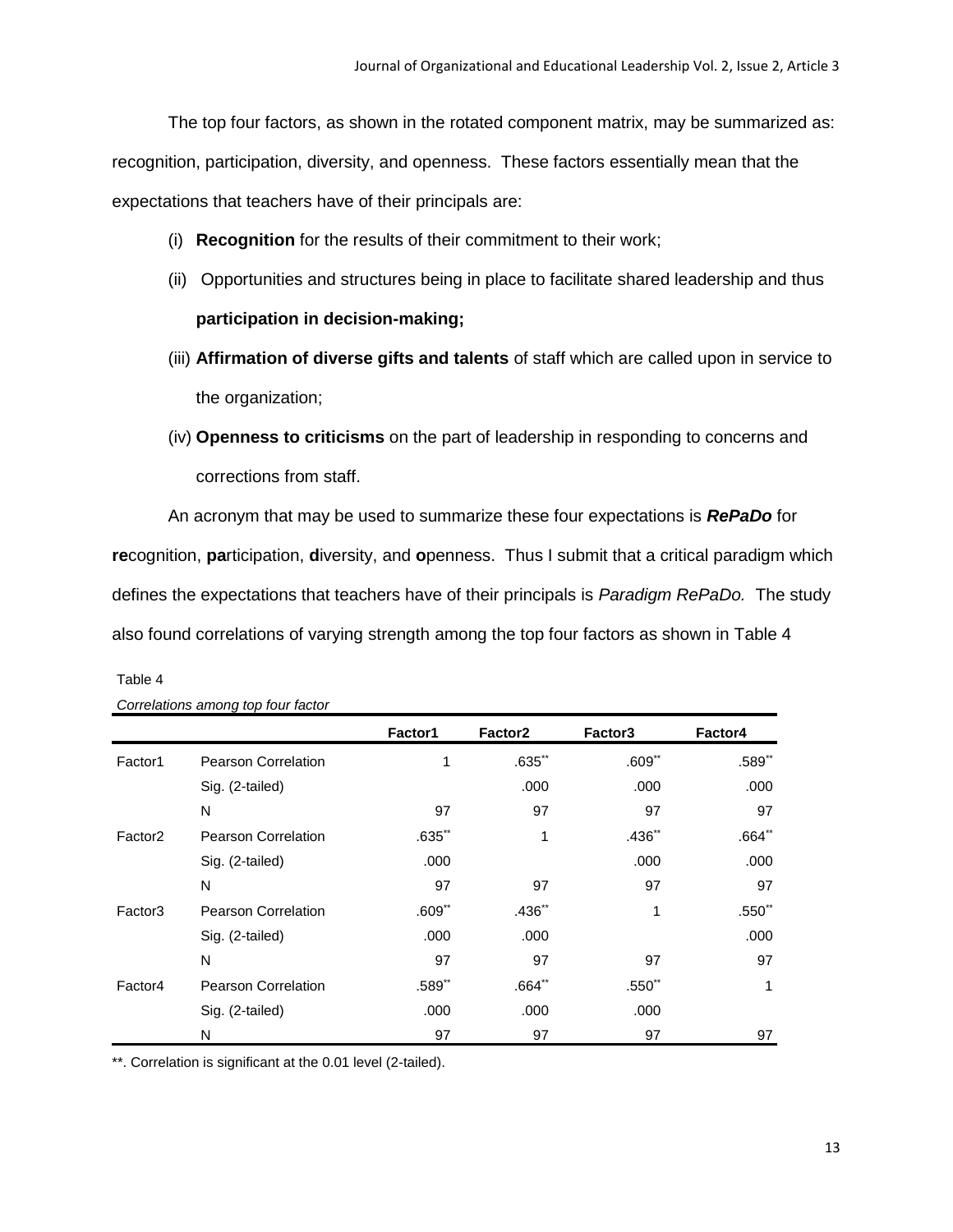The top four factors, as shown in the rotated component matrix, may be summarized as: recognition, participation, diversity, and openness. These factors essentially mean that the expectations that teachers have of their principals are:

(i) **Recognition** for the results of their commitment to their work;

(ii) Opportunities and structures being in place to facilitate shared leadership and thus **participation in decision-making;**

(iii) **Affirmation of diverse gifts and talents** of staff which are called upon in service to the organization;

(iv) **Openness to criticisms** on the part of leadership in responding to concerns and corrections from staff.

An acronym that may be used to summarize these four expectations is ***RePaDo*** for **re**cognition, **pa**rticipation, **d**iversity, and **o**penness. Thus I submit that a critical paradigm which defines the expectations that teachers have of their principals is *Paradigm RePaDo.* The study also found correlations of varying strength among the top four factors as shown in Table 4

Table 4

*Correlations among top four factor*

| | | Factor1 | Factor2 | Factor3 | Factor4 |
|---|---|---|---|---|---|
| Factor1 | Pearson Correlation | 1 | .635** | .609** | .589** |
| | Sig. (2-tailed) | | .000 | .000 | .000 |
| | N | 97 | 97 | 97 | 97 |
| Factor2 | Pearson Correlation | .635** | 1 | .436** | .664** |
| | Sig. (2-tailed) | .000 | | .000 | .000 |
| | N | 97 | 97 | 97 | 97 |
| Factor3 | Pearson Correlation | .609** | .436** | 1 | .550** |
| | Sig. (2-tailed) | .000 | .000 | | .000 |
| | N | 97 | 97 | 97 | 97 |
| Factor4 | Pearson Correlation | .589** | .664** | .550** | 1 |
| | Sig. (2-tailed) | .000 | .000 | .000 | |
| | N | 97 | 97 | 97 | 97 |

**. Correlation is significant at the 0.01 level (2-tailed).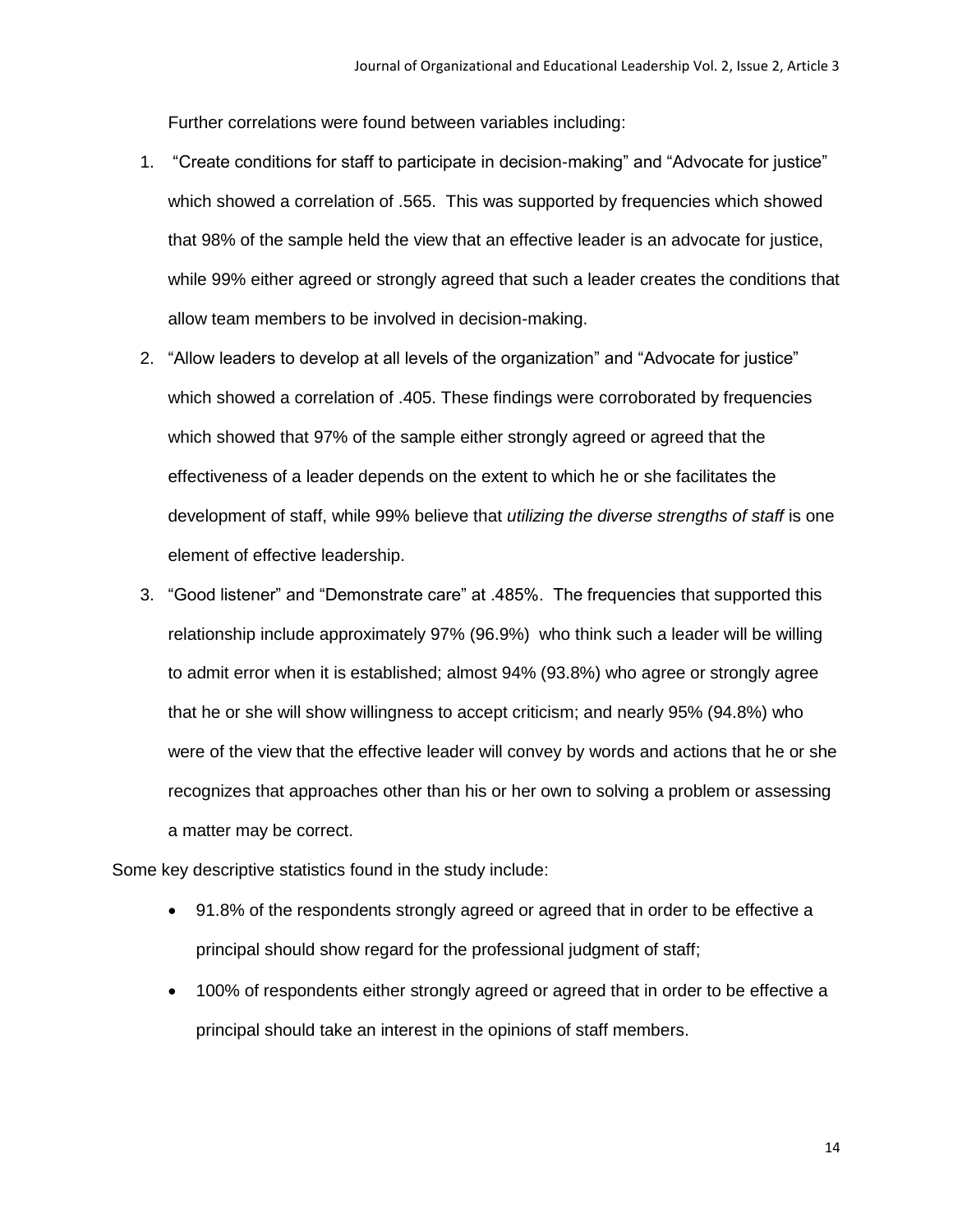Further correlations were found between variables including:

1. "Create conditions for staff to participate in decision-making" and "Advocate for justice" which showed a correlation of .565. This was supported by frequencies which showed that 98% of the sample held the view that an effective leader is an advocate for justice, while 99% either agreed or strongly agreed that such a leader creates the conditions that allow team members to be involved in decision-making.
2. "Allow leaders to develop at all levels of the organization" and "Advocate for justice" which showed a correlation of .405. These findings were corroborated by frequencies which showed that 97% of the sample either strongly agreed or agreed that the effectiveness of a leader depends on the extent to which he or she facilitates the development of staff, while 99% believe that *utilizing the diverse strengths of staff* is one element of effective leadership.
3. "Good listener" and "Demonstrate care" at .485%. The frequencies that supported this relationship include approximately 97% (96.9%) who think such a leader will be willing to admit error when it is established; almost 94% (93.8%) who agree or strongly agree that he or she will show willingness to accept criticism; and nearly 95% (94.8%) who were of the view that the effective leader will convey by words and actions that he or she recognizes that approaches other than his or her own to solving a problem or assessing a matter may be correct.

Some key descriptive statistics found in the study include:

- 91.8% of the respondents strongly agreed or agreed that in order to be effective a principal should show regard for the professional judgment of staff;
- 100% of respondents either strongly agreed or agreed that in order to be effective a principal should take an interest in the opinions of staff members.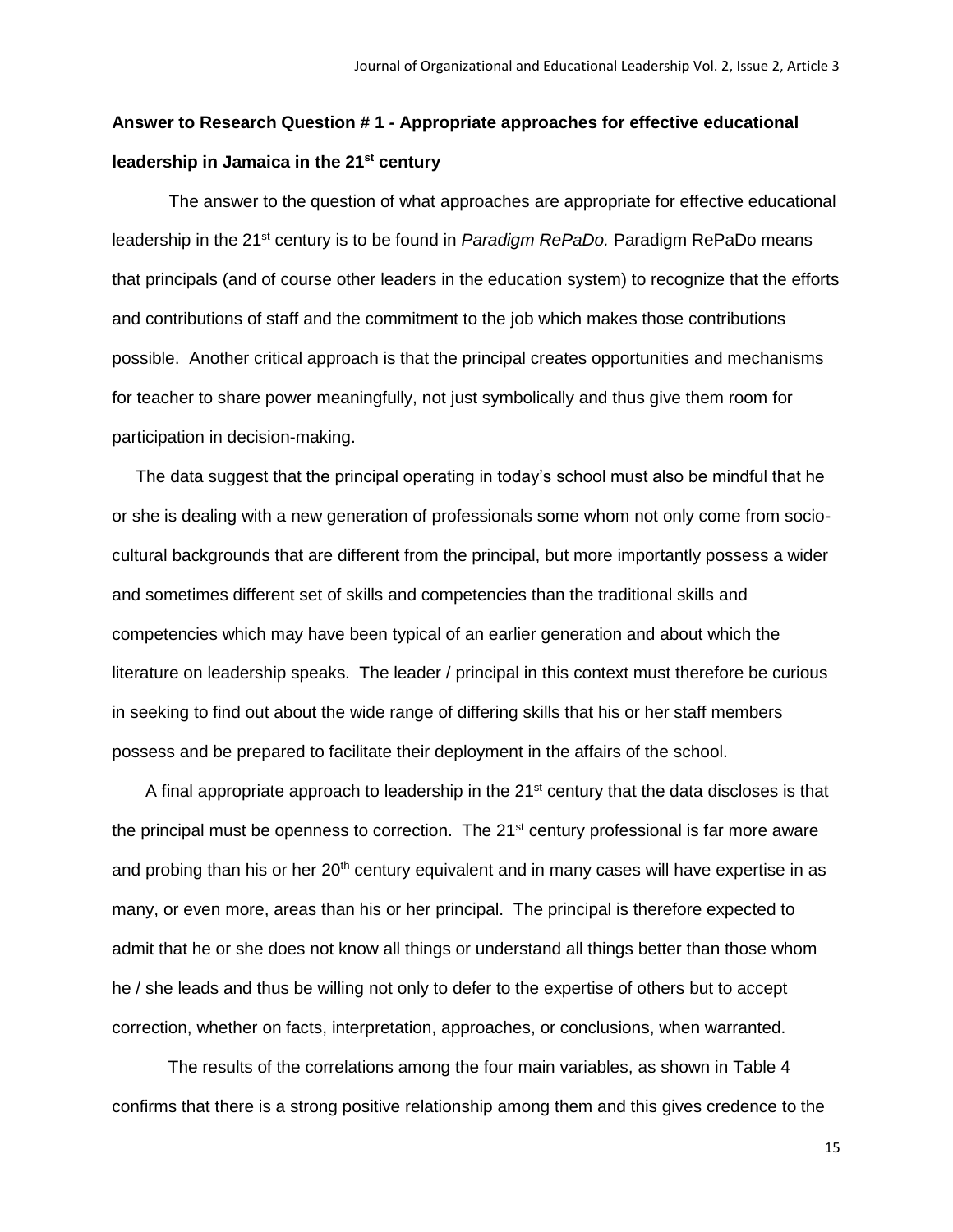**Answer to Research Question # 1 - Appropriate approaches for effective educational leadership in Jamaica in the 21st century**

The answer to the question of what approaches are appropriate for effective educational leadership in the 21st century is to be found in *Paradigm RePaDo.* Paradigm RePaDo means that principals (and of course other leaders in the education system) to recognize that the efforts and contributions of staff and the commitment to the job which makes those contributions possible. Another critical approach is that the principal creates opportunities and mechanisms for teacher to share power meaningfully, not just symbolically and thus give them room for participation in decision-making.

The data suggest that the principal operating in today's school must also be mindful that he or she is dealing with a new generation of professionals some whom not only come from socio-cultural backgrounds that are different from the principal, but more importantly possess a wider and sometimes different set of skills and competencies than the traditional skills and competencies which may have been typical of an earlier generation and about which the literature on leadership speaks. The leader / principal in this context must therefore be curious in seeking to find out about the wide range of differing skills that his or her staff members possess and be prepared to facilitate their deployment in the affairs of the school.

A final appropriate approach to leadership in the 21st century that the data discloses is that the principal must be openness to correction. The 21st century professional is far more aware and probing than his or her 20th century equivalent and in many cases will have expertise in as many, or even more, areas than his or her principal. The principal is therefore expected to admit that he or she does not know all things or understand all things better than those whom he / she leads and thus be willing not only to defer to the expertise of others but to accept correction, whether on facts, interpretation, approaches, or conclusions, when warranted.

The results of the correlations among the four main variables, as shown in Table 4 confirms that there is a strong positive relationship among them and this gives credence to the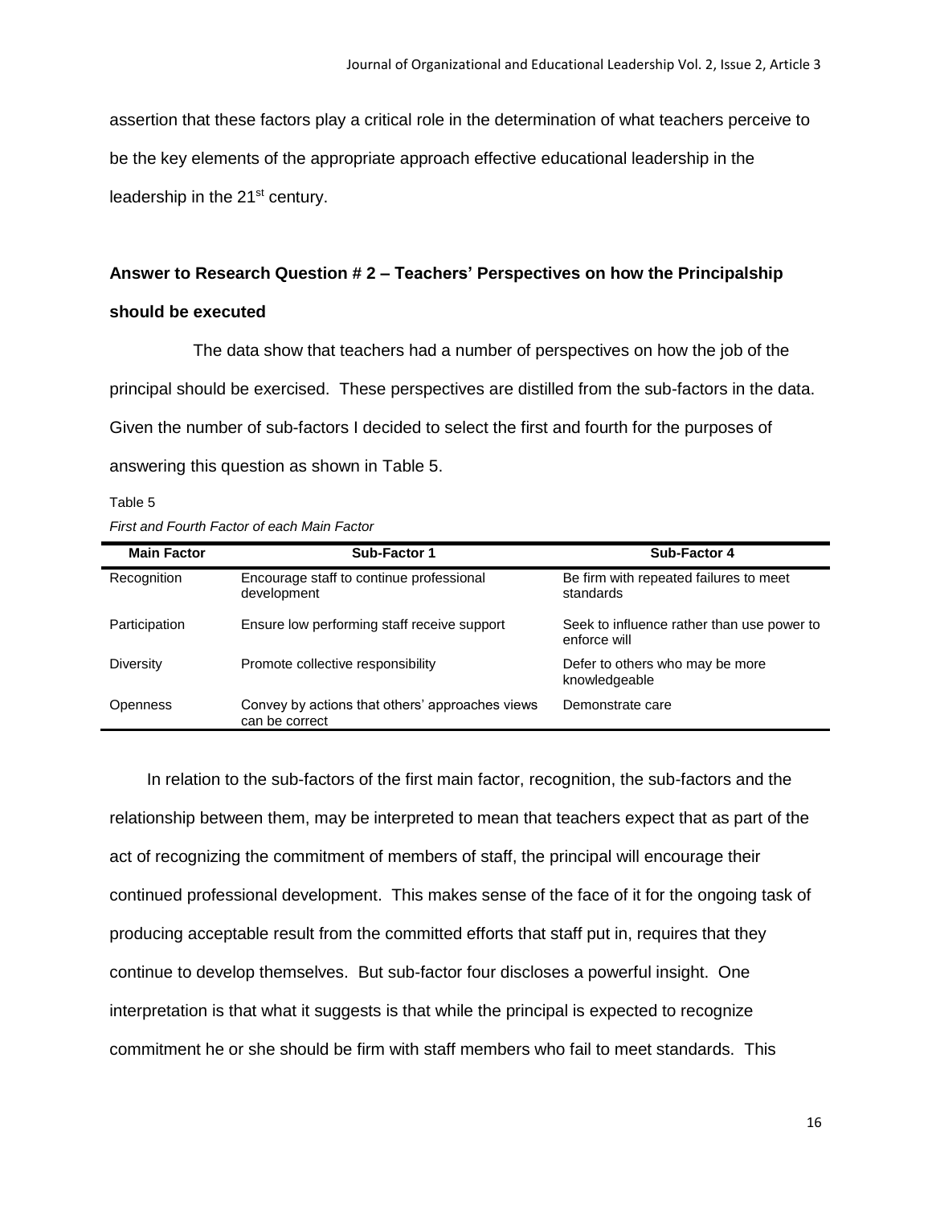assertion that these factors play a critical role in the determination of what teachers perceive to be the key elements of the appropriate approach effective educational leadership in the leadership in the 21st century.

### Answer to Research Question # 2 – Teachers' Perspectives on how the Principalship should be executed

The data show that teachers had a number of perspectives on how the job of the principal should be exercised. These perspectives are distilled from the sub-factors in the data. Given the number of sub-factors I decided to select the first and fourth for the purposes of answering this question as shown in Table 5.

Table 5

*First and Fourth Factor of each Main Factor*

| Main Factor | Sub-Factor 1 | Sub-Factor 4 |
|---|---|---|
| Recognition | Encourage staff to continue professional development | Be firm with repeated failures to meet standards |
| Participation | Ensure low performing staff receive support | Seek to influence rather than use power to enforce will |
| Diversity | Promote collective responsibility | Defer to others who may be more knowledgeable |
| Openness | Convey by actions that others' approaches views can be correct | Demonstrate care |

In relation to the sub-factors of the first main factor, recognition, the sub-factors and the relationship between them, may be interpreted to mean that teachers expect that as part of the act of recognizing the commitment of members of staff, the principal will encourage their continued professional development. This makes sense of the face of it for the ongoing task of producing acceptable result from the committed efforts that staff put in, requires that they continue to develop themselves. But sub-factor four discloses a powerful insight. One interpretation is that what it suggests is that while the principal is expected to recognize commitment he or she should be firm with staff members who fail to meet standards. This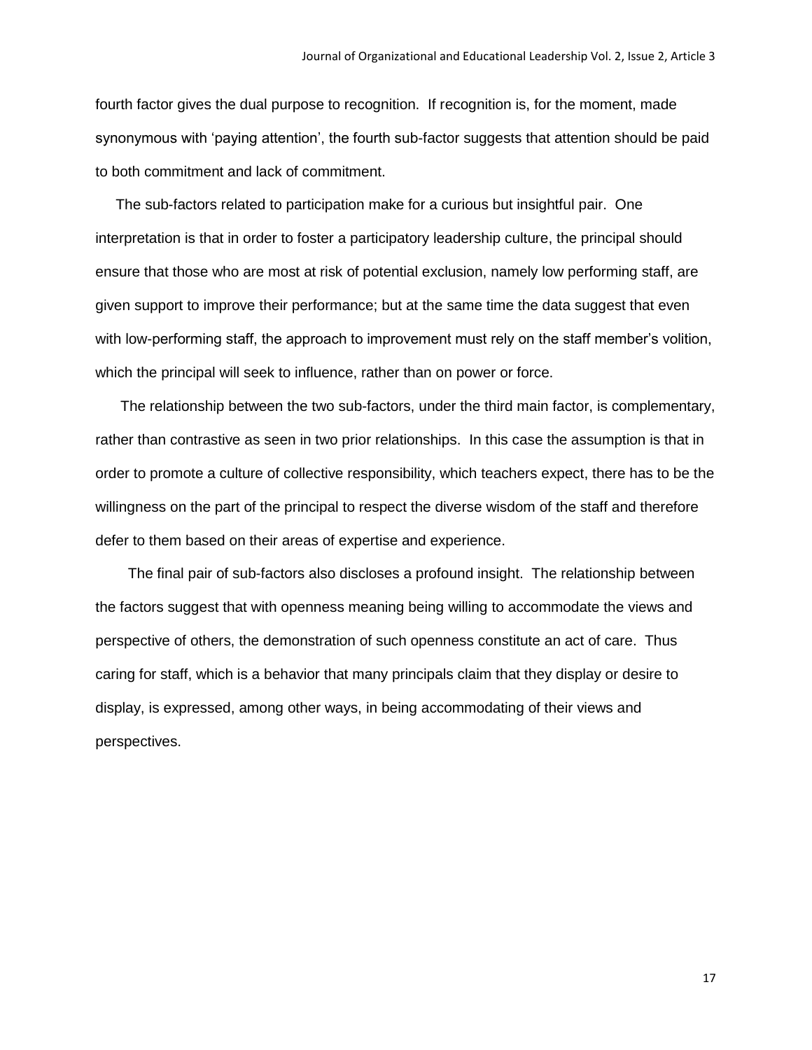fourth factor gives the dual purpose to recognition. If recognition is, for the moment, made synonymous with 'paying attention', the fourth sub-factor suggests that attention should be paid to both commitment and lack of commitment.

The sub-factors related to participation make for a curious but insightful pair. One interpretation is that in order to foster a participatory leadership culture, the principal should ensure that those who are most at risk of potential exclusion, namely low performing staff, are given support to improve their performance; but at the same time the data suggest that even with low-performing staff, the approach to improvement must rely on the staff member's volition, which the principal will seek to influence, rather than on power or force.

The relationship between the two sub-factors, under the third main factor, is complementary, rather than contrastive as seen in two prior relationships. In this case the assumption is that in order to promote a culture of collective responsibility, which teachers expect, there has to be the willingness on the part of the principal to respect the diverse wisdom of the staff and therefore defer to them based on their areas of expertise and experience.

The final pair of sub-factors also discloses a profound insight. The relationship between the factors suggest that with openness meaning being willing to accommodate the views and perspective of others, the demonstration of such openness constitute an act of care. Thus caring for staff, which is a behavior that many principals claim that they display or desire to display, is expressed, among other ways, in being accommodating of their views and perspectives.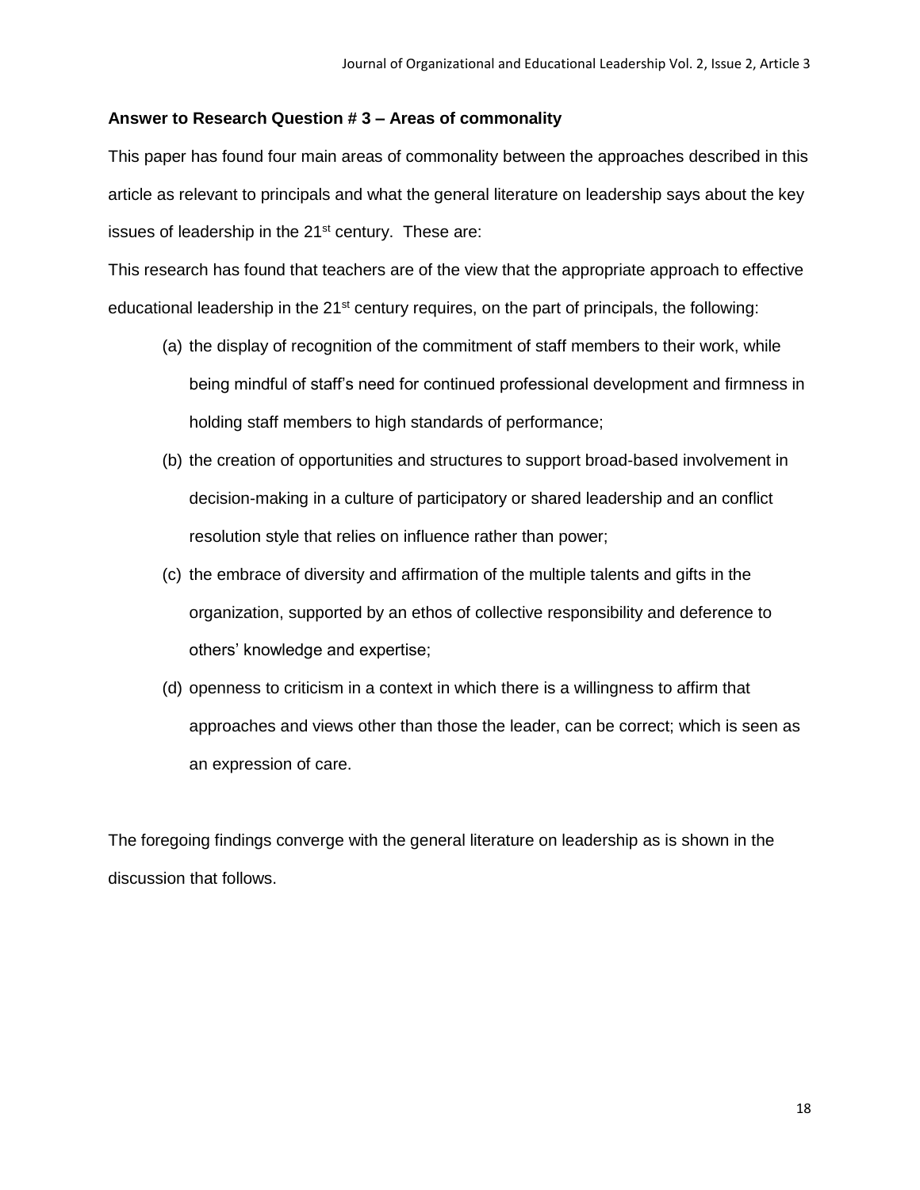**Answer to Research Question # 3 – Areas of commonality**

This paper has found four main areas of commonality between the approaches described in this article as relevant to principals and what the general literature on leadership says about the key issues of leadership in the 21st century. These are:

This research has found that teachers are of the view that the appropriate approach to effective educational leadership in the 21st century requires, on the part of principals, the following:

(a) the display of recognition of the commitment of staff members to their work, while being mindful of staff's need for continued professional development and firmness in holding staff members to high standards of performance;

(b) the creation of opportunities and structures to support broad-based involvement in decision-making in a culture of participatory or shared leadership and an conflict resolution style that relies on influence rather than power;

(c) the embrace of diversity and affirmation of the multiple talents and gifts in the organization, supported by an ethos of collective responsibility and deference to others' knowledge and expertise;

(d) openness to criticism in a context in which there is a willingness to affirm that approaches and views other than those the leader, can be correct; which is seen as an expression of care.

The foregoing findings converge with the general literature on leadership as is shown in the discussion that follows.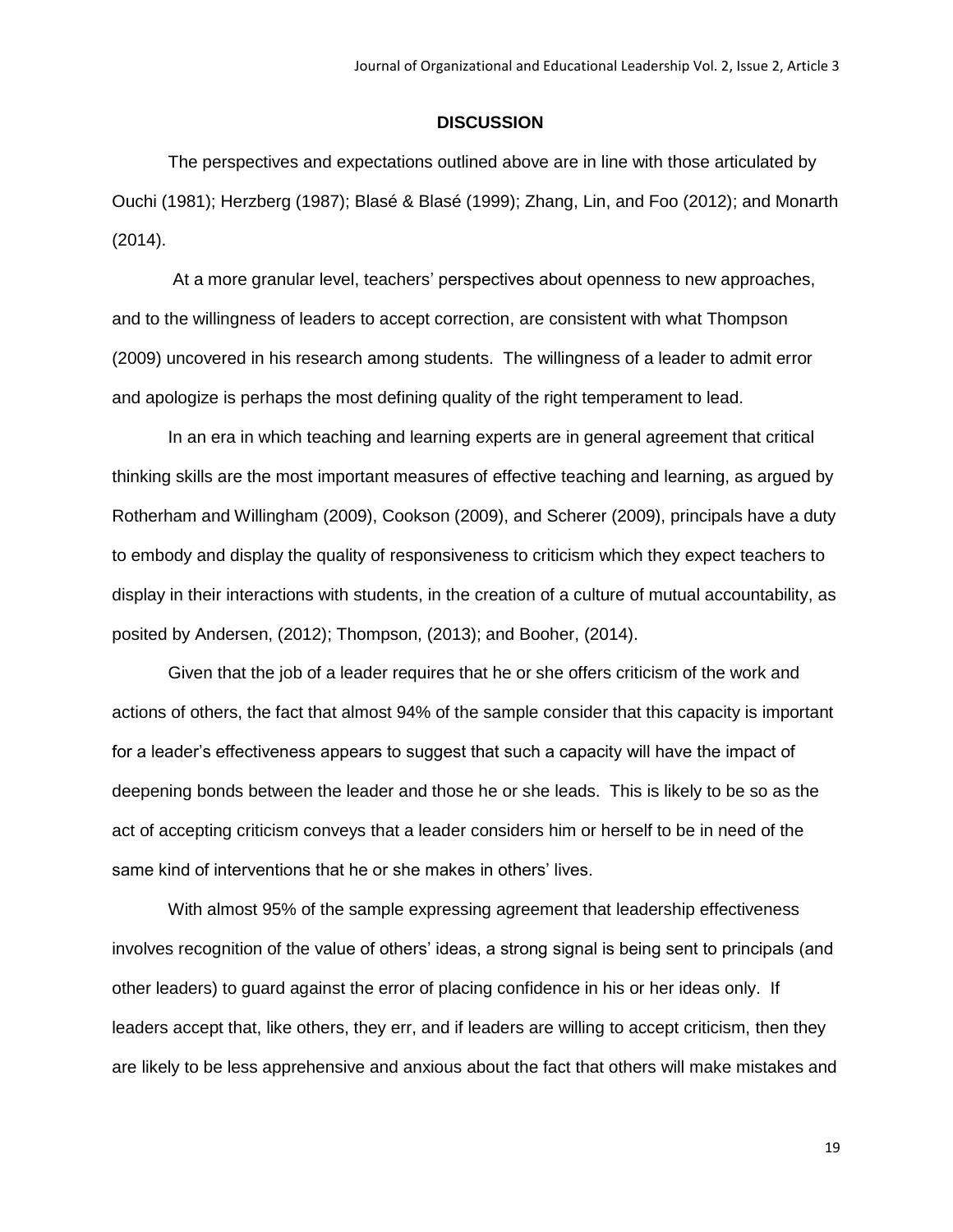## DISCUSSION

The perspectives and expectations outlined above are in line with those articulated by Ouchi (1981); Herzberg (1987); Blasé & Blasé (1999); Zhang, Lin, and Foo (2012); and Monarth (2014).

At a more granular level, teachers' perspectives about openness to new approaches, and to the willingness of leaders to accept correction, are consistent with what Thompson (2009) uncovered in his research among students. The willingness of a leader to admit error and apologize is perhaps the most defining quality of the right temperament to lead.

In an era in which teaching and learning experts are in general agreement that critical thinking skills are the most important measures of effective teaching and learning, as argued by Rotherham and Willingham (2009), Cookson (2009), and Scherer (2009), principals have a duty to embody and display the quality of responsiveness to criticism which they expect teachers to display in their interactions with students, in the creation of a culture of mutual accountability, as posited by Andersen, (2012); Thompson, (2013); and Booher, (2014).

Given that the job of a leader requires that he or she offers criticism of the work and actions of others, the fact that almost 94% of the sample consider that this capacity is important for a leader's effectiveness appears to suggest that such a capacity will have the impact of deepening bonds between the leader and those he or she leads. This is likely to be so as the act of accepting criticism conveys that a leader considers him or herself to be in need of the same kind of interventions that he or she makes in others' lives.

With almost 95% of the sample expressing agreement that leadership effectiveness involves recognition of the value of others' ideas, a strong signal is being sent to principals (and other leaders) to guard against the error of placing confidence in his or her ideas only. If leaders accept that, like others, they err, and if leaders are willing to accept criticism, then they are likely to be less apprehensive and anxious about the fact that others will make mistakes and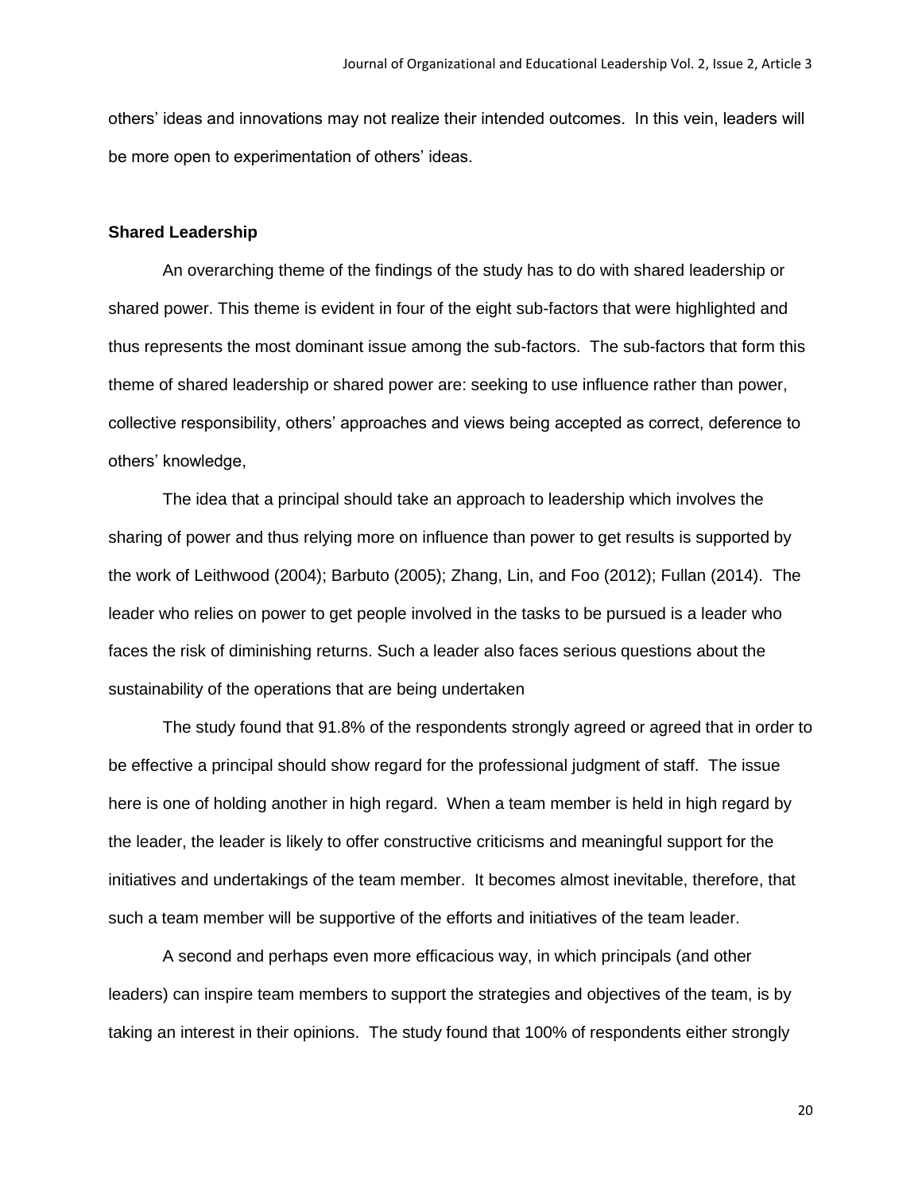others' ideas and innovations may not realize their intended outcomes. In this vein, leaders will be more open to experimentation of others' ideas.

### Shared Leadership

An overarching theme of the findings of the study has to do with shared leadership or shared power. This theme is evident in four of the eight sub-factors that were highlighted and thus represents the most dominant issue among the sub-factors. The sub-factors that form this theme of shared leadership or shared power are: seeking to use influence rather than power, collective responsibility, others' approaches and views being accepted as correct, deference to others' knowledge,

The idea that a principal should take an approach to leadership which involves the sharing of power and thus relying more on influence than power to get results is supported by the work of Leithwood (2004); Barbuto (2005); Zhang, Lin, and Foo (2012); Fullan (2014). The leader who relies on power to get people involved in the tasks to be pursued is a leader who faces the risk of diminishing returns. Such a leader also faces serious questions about the sustainability of the operations that are being undertaken

The study found that 91.8% of the respondents strongly agreed or agreed that in order to be effective a principal should show regard for the professional judgment of staff. The issue here is one of holding another in high regard. When a team member is held in high regard by the leader, the leader is likely to offer constructive criticisms and meaningful support for the initiatives and undertakings of the team member. It becomes almost inevitable, therefore, that such a team member will be supportive of the efforts and initiatives of the team leader.

A second and perhaps even more efficacious way, in which principals (and other leaders) can inspire team members to support the strategies and objectives of the team, is by taking an interest in their opinions. The study found that 100% of respondents either strongly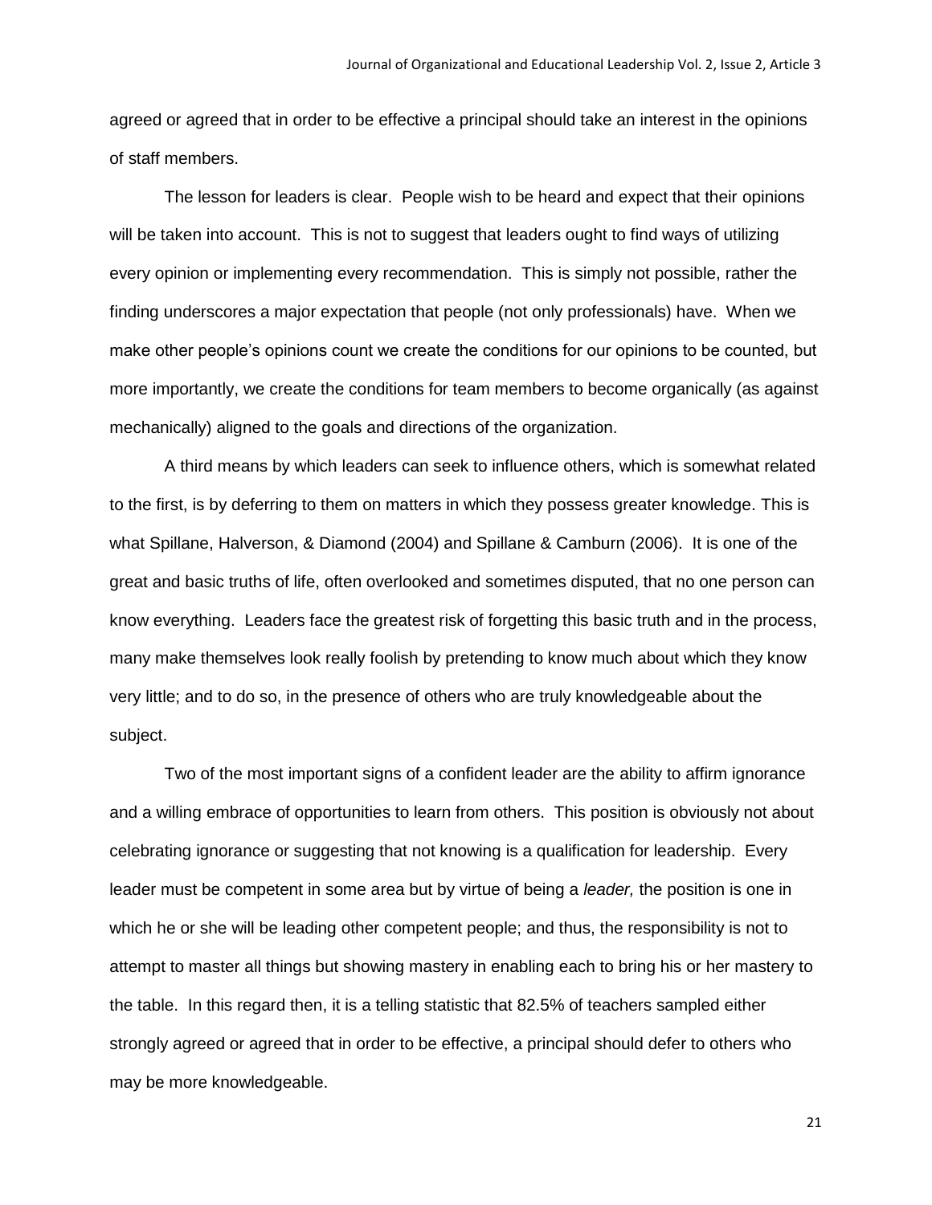agreed or agreed that in order to be effective a principal should take an interest in the opinions of staff members.

The lesson for leaders is clear. People wish to be heard and expect that their opinions will be taken into account. This is not to suggest that leaders ought to find ways of utilizing every opinion or implementing every recommendation. This is simply not possible, rather the finding underscores a major expectation that people (not only professionals) have. When we make other people's opinions count we create the conditions for our opinions to be counted, but more importantly, we create the conditions for team members to become organically (as against mechanically) aligned to the goals and directions of the organization.

A third means by which leaders can seek to influence others, which is somewhat related to the first, is by deferring to them on matters in which they possess greater knowledge. This is what Spillane, Halverson, & Diamond (2004) and Spillane & Camburn (2006). It is one of the great and basic truths of life, often overlooked and sometimes disputed, that no one person can know everything. Leaders face the greatest risk of forgetting this basic truth and in the process, many make themselves look really foolish by pretending to know much about which they know very little; and to do so, in the presence of others who are truly knowledgeable about the subject.

Two of the most important signs of a confident leader are the ability to affirm ignorance and a willing embrace of opportunities to learn from others. This position is obviously not about celebrating ignorance or suggesting that not knowing is a qualification for leadership. Every leader must be competent in some area but by virtue of being a *leader,* the position is one in which he or she will be leading other competent people; and thus, the responsibility is not to attempt to master all things but showing mastery in enabling each to bring his or her mastery to the table. In this regard then, it is a telling statistic that 82.5% of teachers sampled either strongly agreed or agreed that in order to be effective, a principal should defer to others who may be more knowledgeable.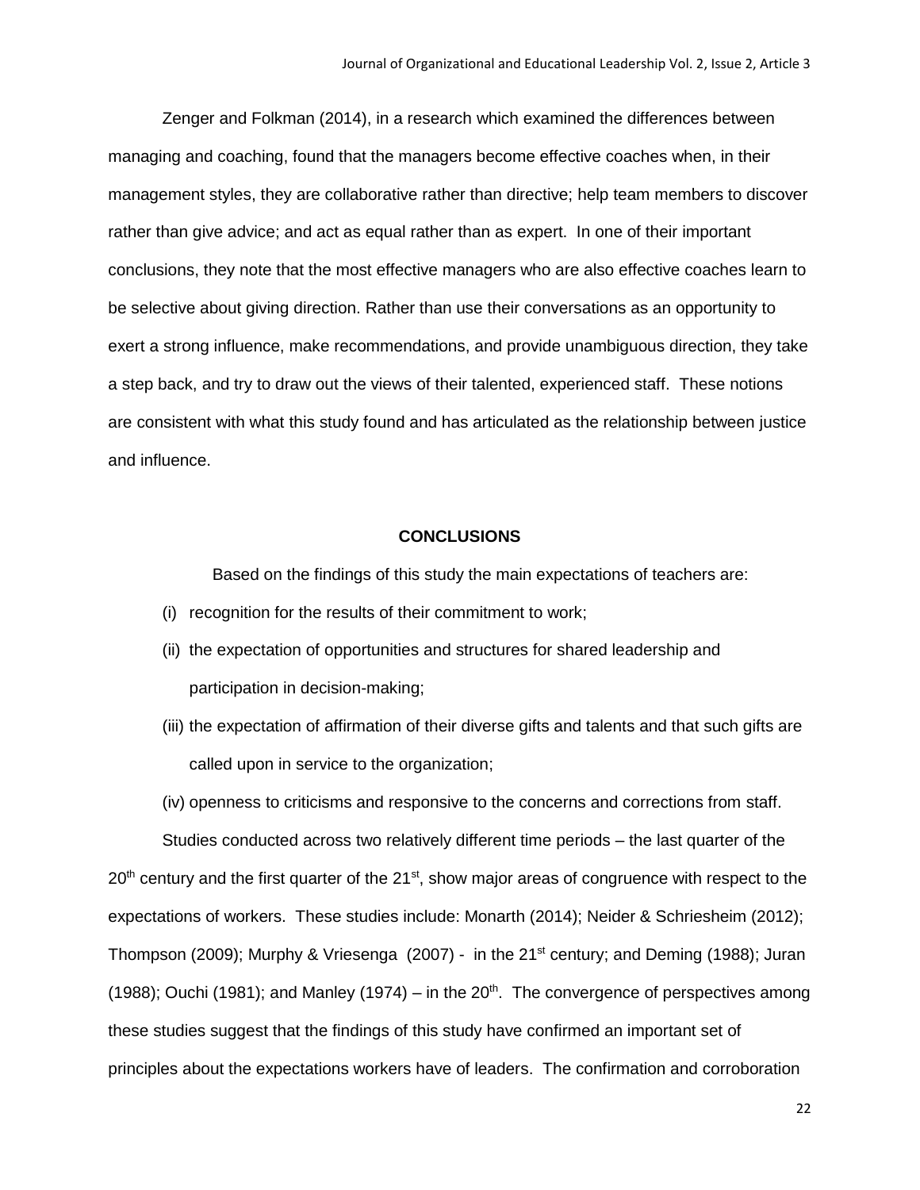Zenger and Folkman (2014), in a research which examined the differences between managing and coaching, found that the managers become effective coaches when, in their management styles, they are collaborative rather than directive; help team members to discover rather than give advice; and act as equal rather than as expert. In one of their important conclusions, they note that the most effective managers who are also effective coaches learn to be selective about giving direction. Rather than use their conversations as an opportunity to exert a strong influence, make recommendations, and provide unambiguous direction, they take a step back, and try to draw out the views of their talented, experienced staff. These notions are consistent with what this study found and has articulated as the relationship between justice and influence.

## CONCLUSIONS

Based on the findings of this study the main expectations of teachers are:

(i) recognition for the results of their commitment to work;

(ii) the expectation of opportunities and structures for shared leadership and participation in decision-making;

(iii) the expectation of affirmation of their diverse gifts and talents and that such gifts are called upon in service to the organization;

(iv) openness to criticisms and responsive to the concerns and corrections from staff.

Studies conducted across two relatively different time periods – the last quarter of the 20th century and the first quarter of the 21st, show major areas of congruence with respect to the expectations of workers. These studies include: Monarth (2014); Neider & Schriesheim (2012); Thompson (2009); Murphy & Vriesenga (2007) - in the 21st century; and Deming (1988); Juran (1988); Ouchi (1981); and Manley (1974) – in the 20th. The convergence of perspectives among these studies suggest that the findings of this study have confirmed an important set of principles about the expectations workers have of leaders. The confirmation and corroboration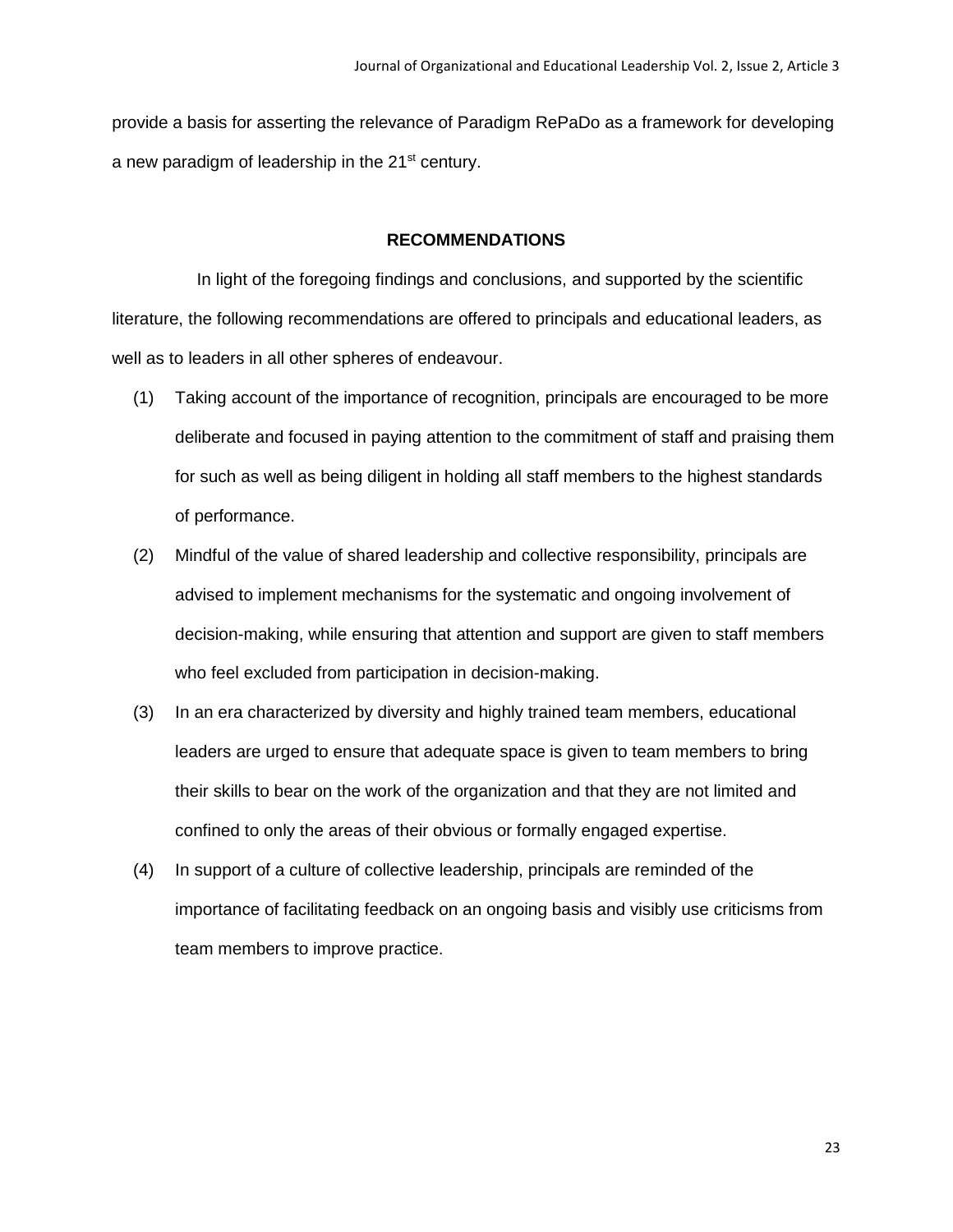provide a basis for asserting the relevance of Paradigm RePaDo as a framework for developing a new paradigm of leadership in the 21st century.

## RECOMMENDATIONS

In light of the foregoing findings and conclusions, and supported by the scientific literature, the following recommendations are offered to principals and educational leaders, as well as to leaders in all other spheres of endeavour.

(1) Taking account of the importance of recognition, principals are encouraged to be more deliberate and focused in paying attention to the commitment of staff and praising them for such as well as being diligent in holding all staff members to the highest standards of performance.

(2) Mindful of the value of shared leadership and collective responsibility, principals are advised to implement mechanisms for the systematic and ongoing involvement of decision-making, while ensuring that attention and support are given to staff members who feel excluded from participation in decision-making.

(3) In an era characterized by diversity and highly trained team members, educational leaders are urged to ensure that adequate space is given to team members to bring their skills to bear on the work of the organization and that they are not limited and confined to only the areas of their obvious or formally engaged expertise.

(4) In support of a culture of collective leadership, principals are reminded of the importance of facilitating feedback on an ongoing basis and visibly use criticisms from team members to improve practice.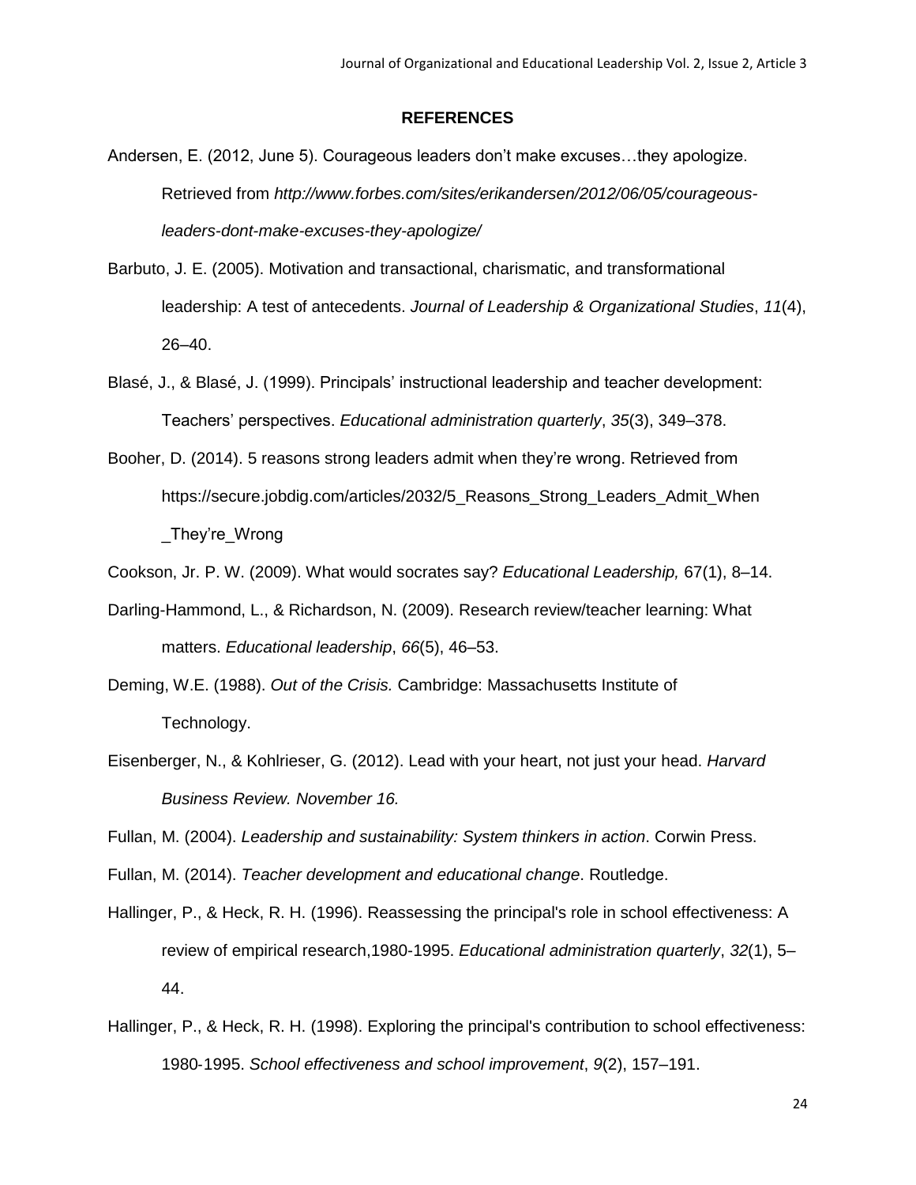## REFERENCES

Andersen, E. (2012, June 5). Courageous leaders don't make excuses…they apologize. Retrieved from *http://www.forbes.com/sites/erikandersen/2012/06/05/courageous-leaders-dont-make-excuses-they-apologize/*

Barbuto, J. E. (2005). Motivation and transactional, charismatic, and transformational leadership: A test of antecedents. *Journal of Leadership & Organizational Studies*, *11*(4), 26–40.

Blasé, J., & Blasé, J. (1999). Principals' instructional leadership and teacher development: Teachers' perspectives. *Educational administration quarterly*, *35*(3), 349–378.

Booher, D. (2014). 5 reasons strong leaders admit when they're wrong. Retrieved from https://secure.jobdig.com/articles/2032/5_Reasons_Strong_Leaders_Admit_When_They're_Wrong

Cookson, Jr. P. W. (2009). What would socrates say? *Educational Leadership,* 67(1), 8–14.

Darling-Hammond, L., & Richardson, N. (2009). Research review/teacher learning: What matters. *Educational leadership*, *66*(5), 46–53.

Deming, W.E. (1988). *Out of the Crisis.* Cambridge: Massachusetts Institute of Technology.

Eisenberger, N., & Kohlrieser, G. (2012). Lead with your heart, not just your head. *Harvard Business Review. November 16.*

Fullan, M. (2004). *Leadership and sustainability: System thinkers in action*. Corwin Press.

Fullan, M. (2014). *Teacher development and educational change*. Routledge.

Hallinger, P., & Heck, R. H. (1996). Reassessing the principal's role in school effectiveness: A review of empirical research,1980-1995. *Educational administration quarterly*, *32*(1), 5–44.

Hallinger, P., & Heck, R. H. (1998). Exploring the principal's contribution to school effectiveness: 1980‐1995. *School effectiveness and school improvement*, *9*(2), 157–191.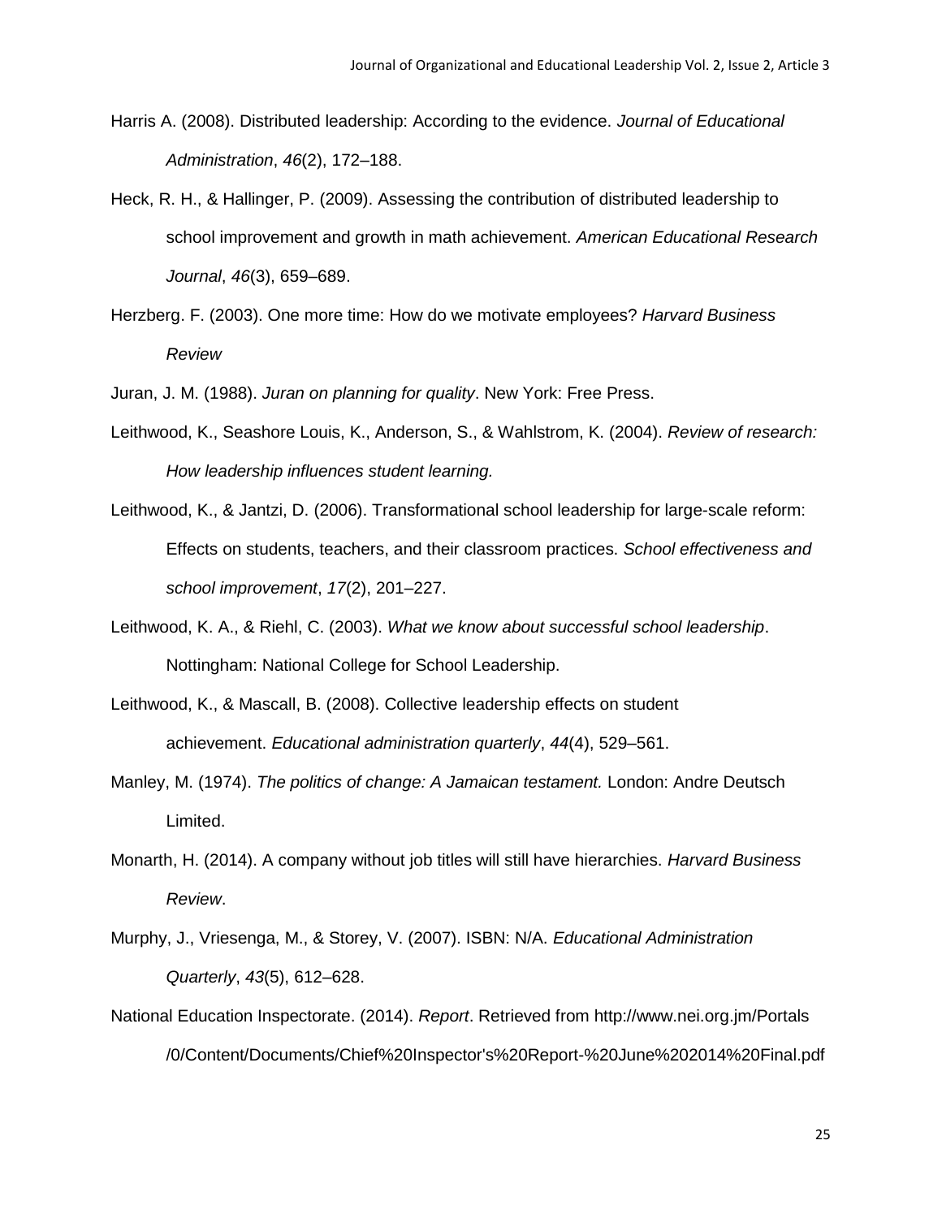Harris A. (2008). Distributed leadership: According to the evidence. *Journal of Educational Administration*, *46*(2), 172–188.

Heck, R. H., & Hallinger, P. (2009). Assessing the contribution of distributed leadership to school improvement and growth in math achievement. *American Educational Research Journal*, *46*(3), 659–689.

Herzberg. F. (2003). One more time: How do we motivate employees? *Harvard Business Review*

Juran, J. M. (1988). *Juran on planning for quality*. New York: Free Press.

Leithwood, K., Seashore Louis, K., Anderson, S., & Wahlstrom, K. (2004). *Review of research: How leadership influences student learning.*

Leithwood, K., & Jantzi, D. (2006). Transformational school leadership for large-scale reform: Effects on students, teachers, and their classroom practices. *School effectiveness and school improvement*, *17*(2), 201–227.

Leithwood, K. A., & Riehl, C. (2003). *What we know about successful school leadership*. Nottingham: National College for School Leadership.

Leithwood, K., & Mascall, B. (2008). Collective leadership effects on student achievement. *Educational administration quarterly*, *44*(4), 529–561.

Manley, M. (1974). *The politics of change: A Jamaican testament.* London: Andre Deutsch Limited.

Monarth, H. (2014). A company without job titles will still have hierarchies. *Harvard Business Review*.

Murphy, J., Vriesenga, M., & Storey, V. (2007). ISBN: N/A. *Educational Administration Quarterly*, *43*(5), 612–628.

National Education Inspectorate. (2014). *Report*. Retrieved from http://www.nei.org.jm/Portals/0/Content/Documents/Chief%20Inspector's%20Report-%20June%202014%20Final.pdf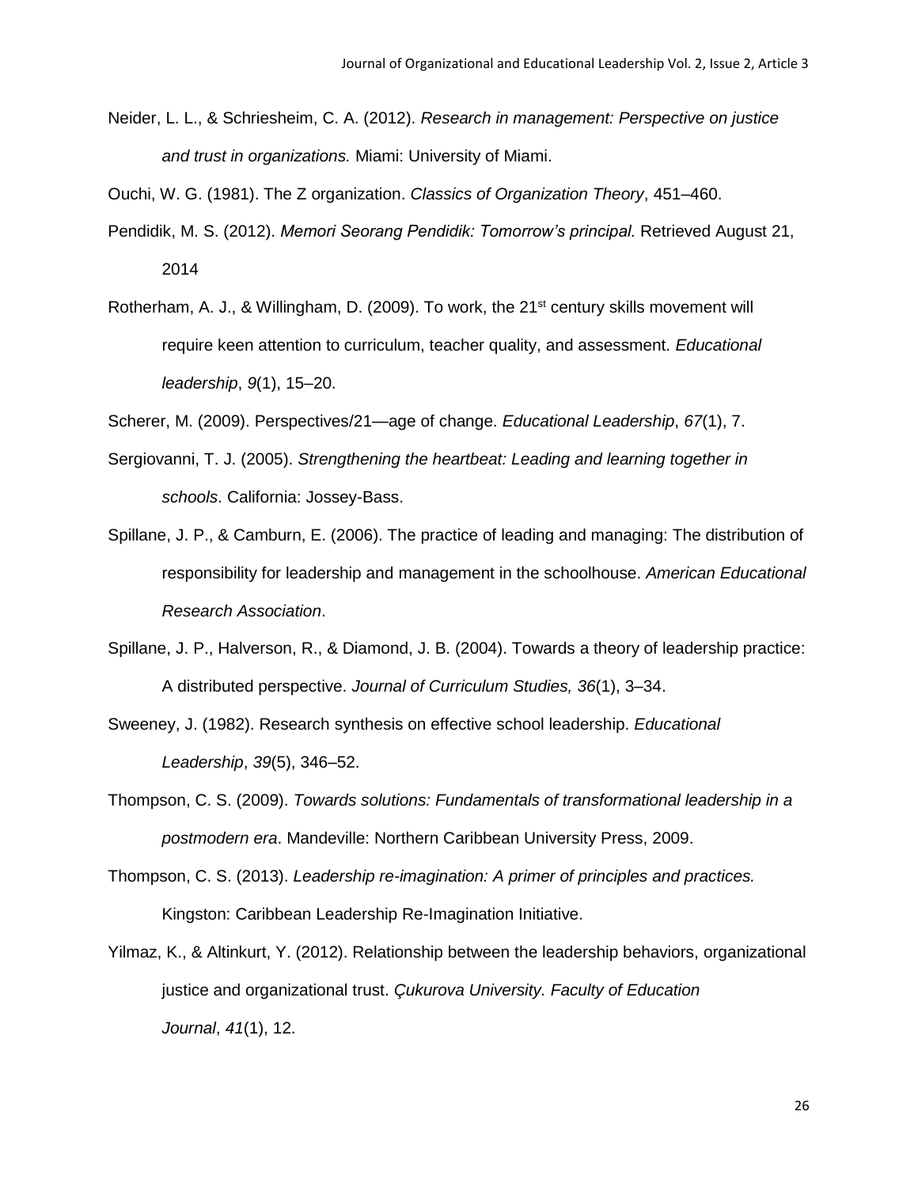Neider, L. L., & Schriesheim, C. A. (2012). *Research in management: Perspective on justice and trust in organizations.* Miami: University of Miami.

Ouchi, W. G. (1981). The Z organization. *Classics of Organization Theory*, 451–460.

Pendidik, M. S. (2012). *Memori Seorang Pendidik: Tomorrow's principal.* Retrieved August 21, 2014

Rotherham, A. J., & Willingham, D. (2009). To work, the 21st century skills movement will require keen attention to curriculum, teacher quality, and assessment. *Educational leadership*, *9*(1), 15–20.

Scherer, M. (2009). Perspectives/21—age of change. *Educational Leadership*, *67*(1), 7.

Sergiovanni, T. J. (2005). *Strengthening the heartbeat: Leading and learning together in schools*. California: Jossey-Bass.

Spillane, J. P., & Camburn, E. (2006). The practice of leading and managing: The distribution of responsibility for leadership and management in the schoolhouse. *American Educational Research Association*.

Spillane, J. P., Halverson, R., & Diamond, J. B. (2004). Towards a theory of leadership practice: A distributed perspective. *Journal of Curriculum Studies, 36*(1), 3–34.

Sweeney, J. (1982). Research synthesis on effective school leadership. *Educational Leadership*, *39*(5), 346–52.

Thompson, C. S. (2009). *Towards solutions: Fundamentals of transformational leadership in a postmodern era*. Mandeville: Northern Caribbean University Press, 2009.

Thompson, C. S. (2013). *Leadership re-imagination: A primer of principles and practices.* Kingston: Caribbean Leadership Re-Imagination Initiative.

Yilmaz, K., & Altinkurt, Y. (2012). Relationship between the leadership behaviors, organizational justice and organizational trust. *Çukurova University. Faculty of Education Journal*, *41*(1), 12.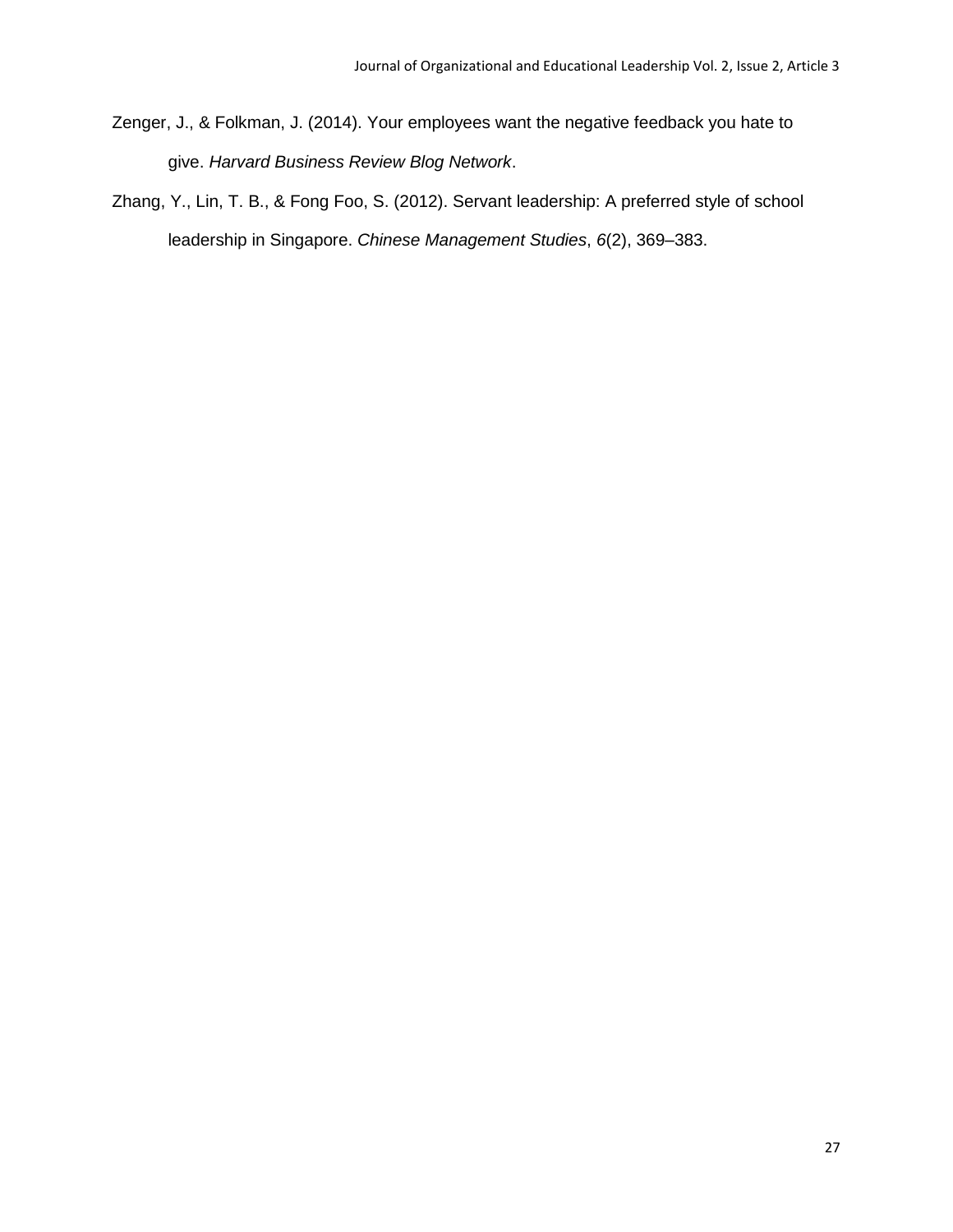Zenger, J., & Folkman, J. (2014). Your employees want the negative feedback you hate to give. *Harvard Business Review Blog Network*.

Zhang, Y., Lin, T. B., & Fong Foo, S. (2012). Servant leadership: A preferred style of school leadership in Singapore. *Chinese Management Studies*, *6*(2), 369–383.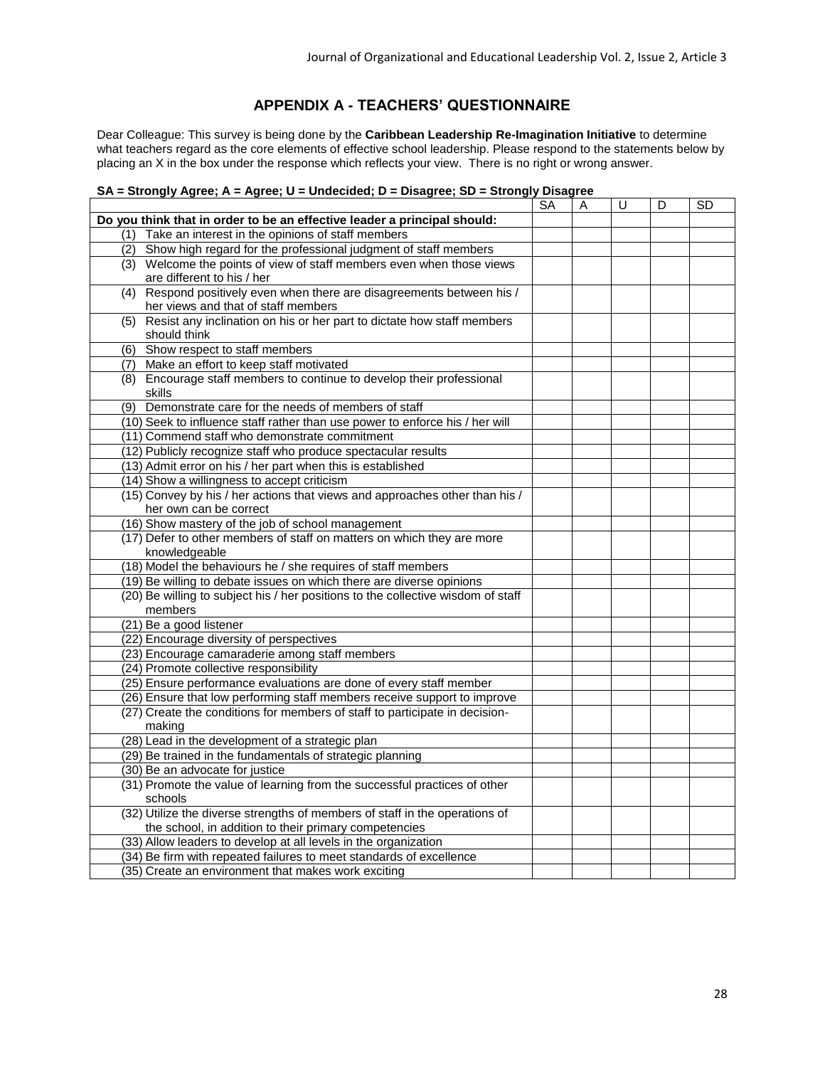## APPENDIX A - TEACHERS' QUESTIONNAIRE

Dear Colleague: This survey is being done by the **Caribbean Leadership Re-Imagination Initiative** to determine what teachers regard as the core elements of effective school leadership. Please respond to the statements below by placing an X in the box under the response which reflects your view. There is no right or wrong answer.

**SA = Strongly Agree; A = Agree; U = Undecided; D = Disagree; SD = Strongly Disagree**

| | SA | A | U | D | SD |
|---|---|---|---|---|---|
| **Do you think that in order to be an effective leader a principal should:** | | | | | |
| (1) Take an interest in the opinions of staff members | | | | | |
| (2) Show high regard for the professional judgment of staff members | | | | | |
| (3) Welcome the points of view of staff members even when those views are different to his / her | | | | | |
| (4) Respond positively even when there are disagreements between his / her views and that of staff members | | | | | |
| (5) Resist any inclination on his or her part to dictate how staff members should think | | | | | |
| (6) Show respect to staff members | | | | | |
| (7) Make an effort to keep staff motivated | | | | | |
| (8) Encourage staff members to continue to develop their professional skills | | | | | |
| (9) Demonstrate care for the needs of members of staff | | | | | |
| (10) Seek to influence staff rather than use power to enforce his / her will | | | | | |
| (11) Commend staff who demonstrate commitment | | | | | |
| (12) Publicly recognize staff who produce spectacular results | | | | | |
| (13) Admit error on his / her part when this is established | | | | | |
| (14) Show a willingness to accept criticism | | | | | |
| (15) Convey by his / her actions that views and approaches other than his / her own can be correct | | | | | |
| (16) Show mastery of the job of school management | | | | | |
| (17) Defer to other members of staff on matters on which they are more knowledgeable | | | | | |
| (18) Model the behaviours he / she requires of staff members | | | | | |
| (19) Be willing to debate issues on which there are diverse opinions | | | | | |
| (20) Be willing to subject his / her positions to the collective wisdom of staff members | | | | | |
| (21) Be a good listener | | | | | |
| (22) Encourage diversity of perspectives | | | | | |
| (23) Encourage camaraderie among staff members | | | | | |
| (24) Promote collective responsibility | | | | | |
| (25) Ensure performance evaluations are done of every staff member | | | | | |
| (26) Ensure that low performing staff members receive support to improve | | | | | |
| (27) Create the conditions for members of staff to participate in decision-making | | | | | |
| (28) Lead in the development of a strategic plan | | | | | |
| (29) Be trained in the fundamentals of strategic planning | | | | | |
| (30) Be an advocate for justice | | | | | |
| (31) Promote the value of learning from the successful practices of other schools | | | | | |
| (32) Utilize the diverse strengths of members of staff in the operations of the school, in addition to their primary competencies | | | | | |
| (33) Allow leaders to develop at all levels in the organization | | | | | |
| (34) Be firm with repeated failures to meet standards of excellence | | | | | |
| (35) Create an environment that makes work exciting | | | | | |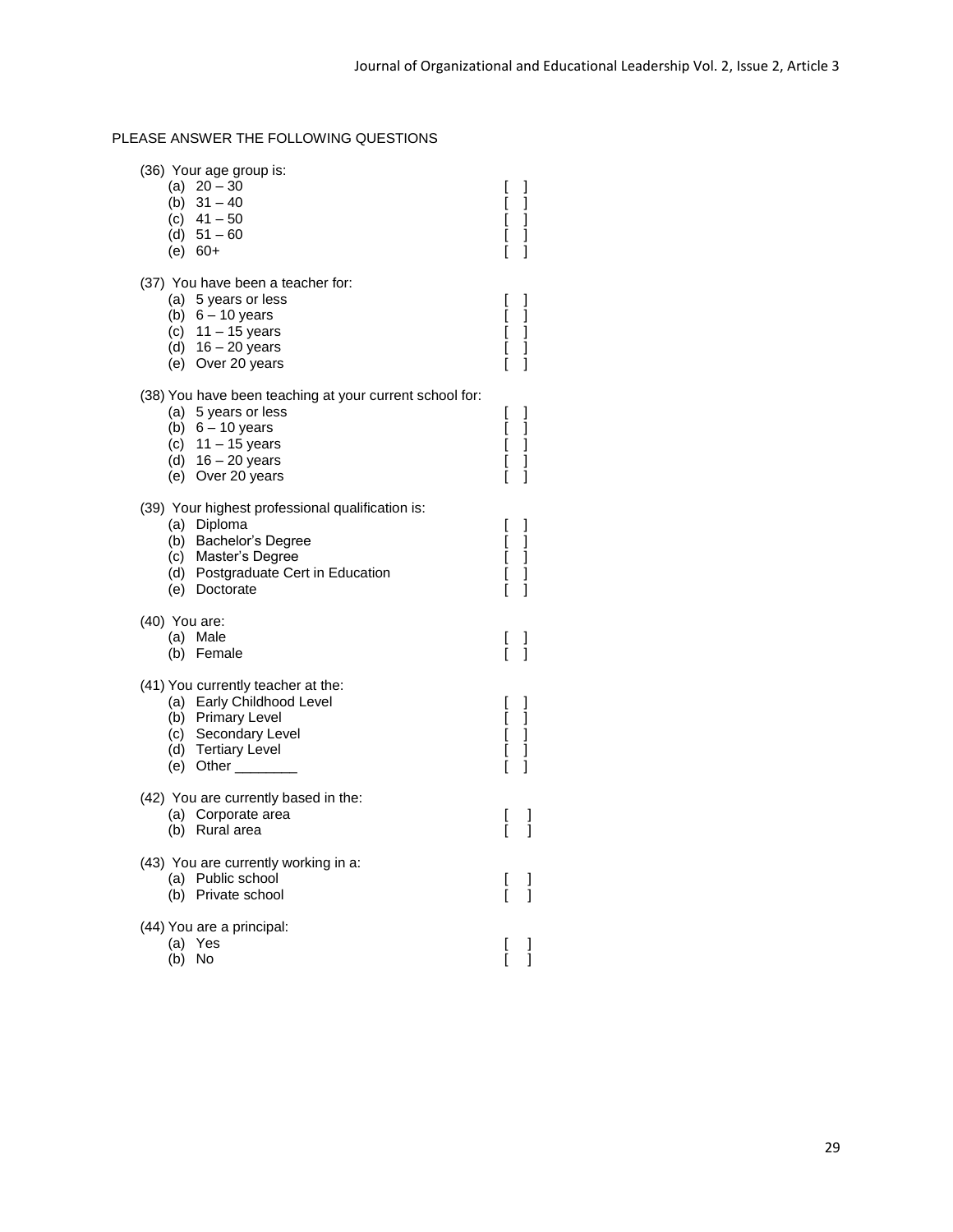PLEASE ANSWER THE FOLLOWING QUESTIONS

(36) Your age group is:
- (a) 20 – 30 [ ]
- (b) 31 – 40 [ ]
- (c) 41 – 50 [ ]
- (d) 51 – 60 [ ]
- (e) 60+ [ ]

(37) You have been a teacher for:
- (a) 5 years or less [ ]
- (b) 6 – 10 years [ ]
- (c) 11 – 15 years [ ]
- (d) 16 – 20 years [ ]
- (e) Over 20 years [ ]

(38) You have been teaching at your current school for:
- (a) 5 years or less [ ]
- (b) 6 – 10 years [ ]
- (c) 11 – 15 years [ ]
- (d) 16 – 20 years [ ]
- (e) Over 20 years [ ]

(39) Your highest professional qualification is:
- (a) Diploma [ ]
- (b) Bachelor's Degree [ ]
- (c) Master's Degree [ ]
- (d) Postgraduate Cert in Education [ ]
- (e) Doctorate [ ]

(40) You are:
- (a) Male [ ]
- (b) Female [ ]

(41) You currently teacher at the:
- (a) Early Childhood Level [ ]
- (b) Primary Level [ ]
- (c) Secondary Level [ ]
- (d) Tertiary Level [ ]
- (e) Other ________ [ ]

(42) You are currently based in the:
- (a) Corporate area [ ]
- (b) Rural area [ ]

(43) You are currently working in a:
- (a) Public school [ ]
- (b) Private school [ ]

(44) You are a principal:
- (a) Yes [ ]
- (b) No [ ]